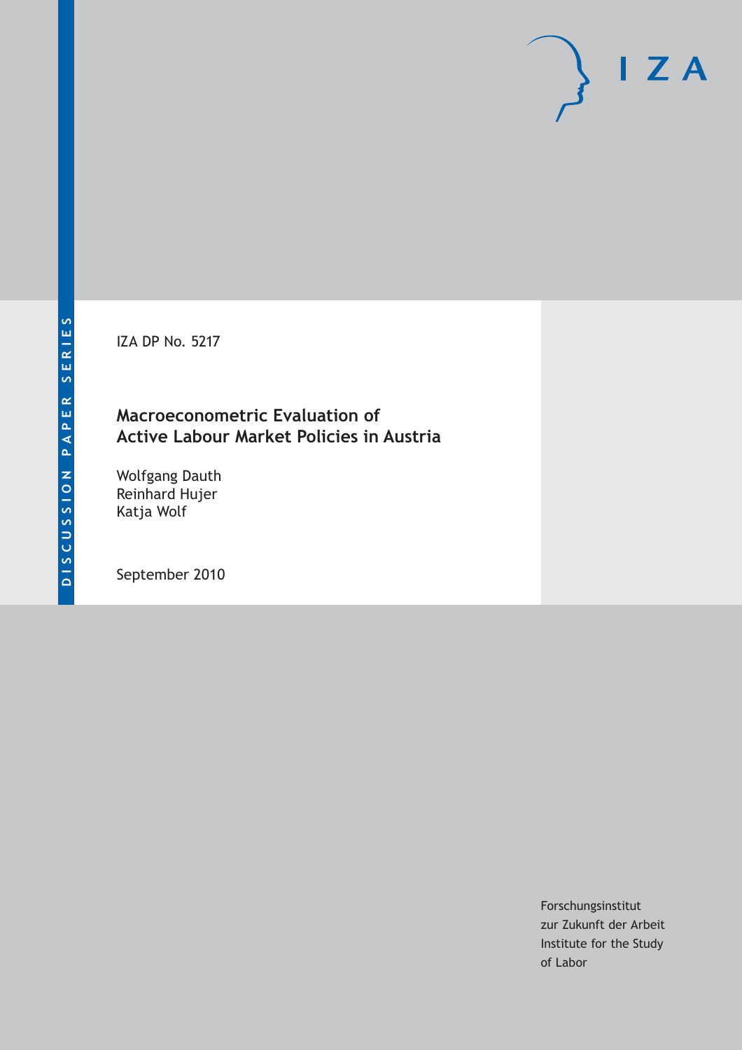DISCUSSION PAPER SERIES

IZA DP No. 5217

# Macroeconometric Evaluation of Active Labour Market Policies in Austria

Wolfgang Dauth
Reinhard Hujer
Katja Wolf

September 2010

Forschungsinstitut
zur Zukunft der Arbeit
Institute for the Study
of Labor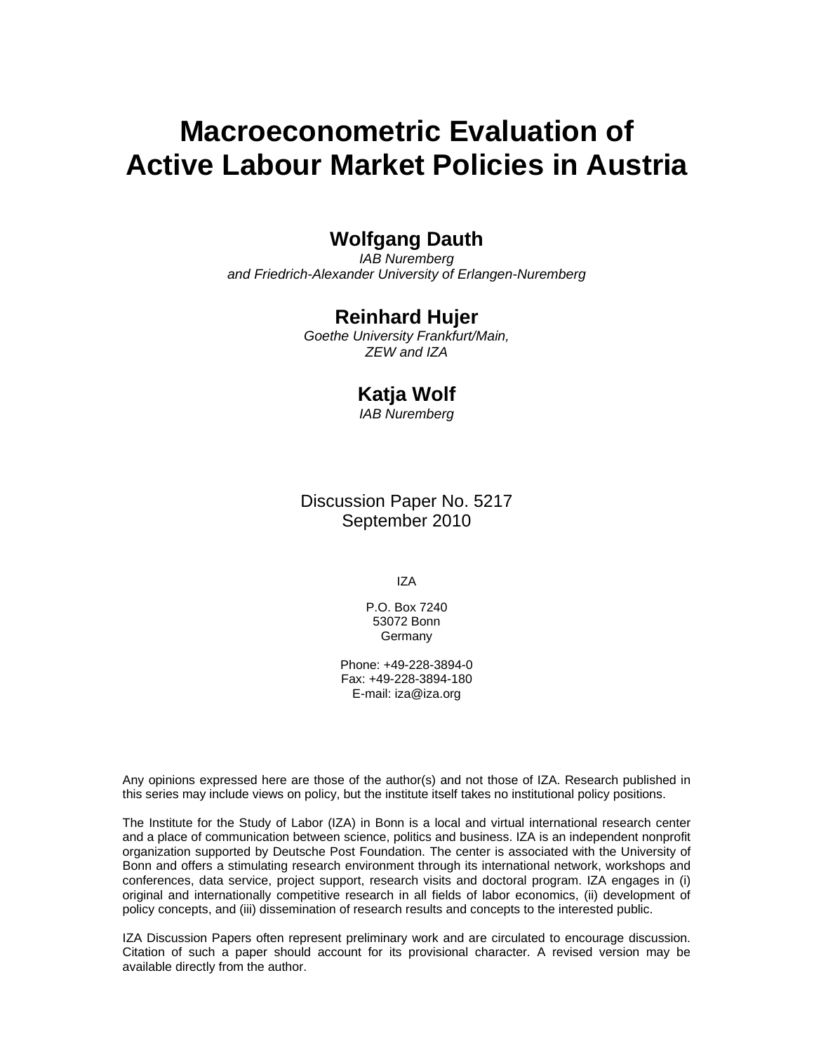# Macroeconometric Evaluation of Active Labour Market Policies in Austria

**Wolfgang Dauth**

*IAB Nuremberg*
*and Friedrich-Alexander University of Erlangen-Nuremberg*

**Reinhard Hujer**

*Goethe University Frankfurt/Main,*
*ZEW and IZA*

**Katja Wolf**

*IAB Nuremberg*

Discussion Paper No. 5217
September 2010

IZA

P.O. Box 7240
53072 Bonn
Germany

Phone: +49-228-3894-0
Fax: +49-228-3894-180
E-mail: iza@iza.org

Any opinions expressed here are those of the author(s) and not those of IZA. Research published in this series may include views on policy, but the institute itself takes no institutional policy positions.

The Institute for the Study of Labor (IZA) in Bonn is a local and virtual international research center and a place of communication between science, politics and business. IZA is an independent nonprofit organization supported by Deutsche Post Foundation. The center is associated with the University of Bonn and offers a stimulating research environment through its international network, workshops and conferences, data service, project support, research visits and doctoral program. IZA engages in (i) original and internationally competitive research in all fields of labor economics, (ii) development of policy concepts, and (iii) dissemination of research results and concepts to the interested public.

IZA Discussion Papers often represent preliminary work and are circulated to encourage discussion. Citation of such a paper should account for its provisional character. A revised version may be available directly from the author.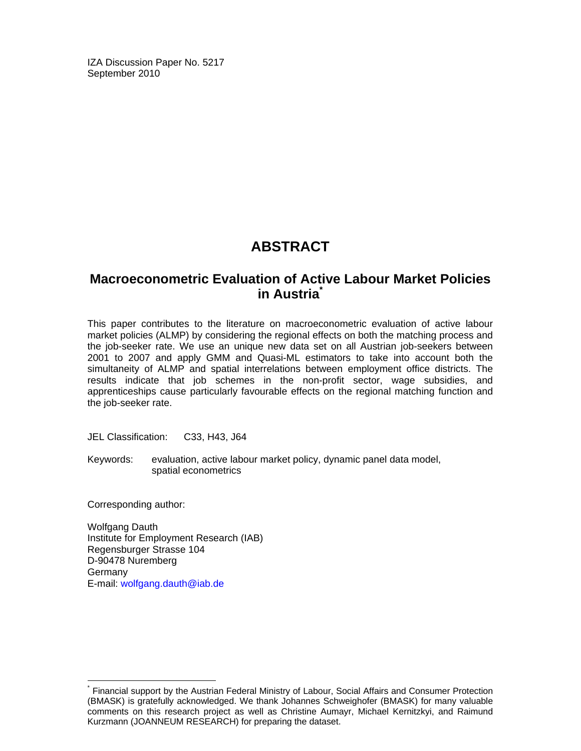IZA Discussion Paper No. 5217
September 2010

# ABSTRACT

## Macroeconometric Evaluation of Active Labour Market Policies in Austria*

This paper contributes to the literature on macroeconometric evaluation of active labour market policies (ALMP) by considering the regional effects on both the matching process and the job-seeker rate. We use an unique new data set on all Austrian job-seekers between 2001 to 2007 and apply GMM and Quasi-ML estimators to take into account both the simultaneity of ALMP and spatial interrelations between employment office districts. The results indicate that job schemes in the non-profit sector, wage subsidies, and apprenticeships cause particularly favourable effects on the regional matching function and the job-seeker rate.

JEL Classification: C33, H43, J64

Keywords: evaluation, active labour market policy, dynamic panel data model, spatial econometrics

Corresponding author:

Wolfgang Dauth
Institute for Employment Research (IAB)
Regensburger Strasse 104
D-90478 Nuremberg
Germany
E-mail: wolfgang.dauth@iab.de

---

* Financial support by the Austrian Federal Ministry of Labour, Social Affairs and Consumer Protection (BMASK) is gratefully acknowledged. We thank Johannes Schweighofer (BMASK) for many valuable comments on this research project as well as Christine Aumayr, Michael Kernitzkyi, and Raimund Kurzmann (JOANNEUM RESEARCH) for preparing the dataset.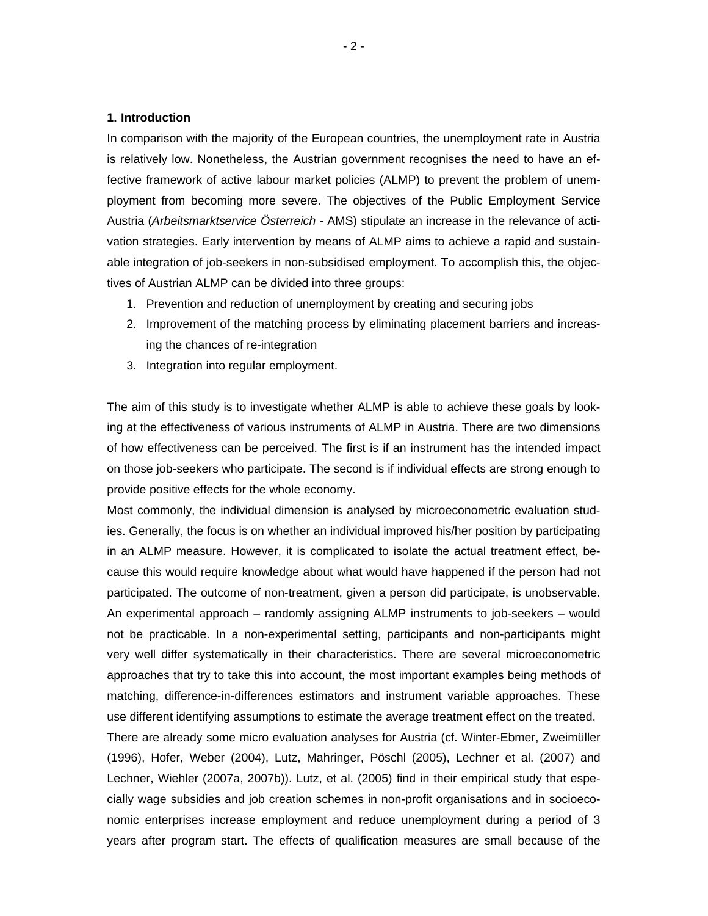## 1. Introduction

In comparison with the majority of the European countries, the unemployment rate in Austria is relatively low. Nonetheless, the Austrian government recognises the need to have an effective framework of active labour market policies (ALMP) to prevent the problem of unemployment from becoming more severe. The objectives of the Public Employment Service Austria (*Arbeitsmarktservice Österreich* - AMS) stipulate an increase in the relevance of activation strategies. Early intervention by means of ALMP aims to achieve a rapid and sustainable integration of job-seekers in non-subsidised employment. To accomplish this, the objectives of Austrian ALMP can be divided into three groups:

1. Prevention and reduction of unemployment by creating and securing jobs
2. Improvement of the matching process by eliminating placement barriers and increasing the chances of re-integration
3. Integration into regular employment.

The aim of this study is to investigate whether ALMP is able to achieve these goals by looking at the effectiveness of various instruments of ALMP in Austria. There are two dimensions of how effectiveness can be perceived. The first is if an instrument has the intended impact on those job-seekers who participate. The second is if individual effects are strong enough to provide positive effects for the whole economy.

Most commonly, the individual dimension is analysed by microeconometric evaluation studies. Generally, the focus is on whether an individual improved his/her position by participating in an ALMP measure. However, it is complicated to isolate the actual treatment effect, because this would require knowledge about what would have happened if the person had not participated. The outcome of non-treatment, given a person did participate, is unobservable. An experimental approach – randomly assigning ALMP instruments to job-seekers – would not be practicable. In a non-experimental setting, participants and non-participants might very well differ systematically in their characteristics. There are several microeconometric approaches that try to take this into account, the most important examples being methods of matching, difference-in-differences estimators and instrument variable approaches. These use different identifying assumptions to estimate the average treatment effect on the treated.

There are already some micro evaluation analyses for Austria (cf. Winter-Ebmer, Zweimüller (1996), Hofer, Weber (2004), Lutz, Mahringer, Pöschl (2005), Lechner et al. (2007) and Lechner, Wiehler (2007a, 2007b)). Lutz, et al. (2005) find in their empirical study that especially wage subsidies and job creation schemes in non-profit organisations and in socioeconomic enterprises increase employment and reduce unemployment during a period of 3 years after program start. The effects of qualification measures are small because of the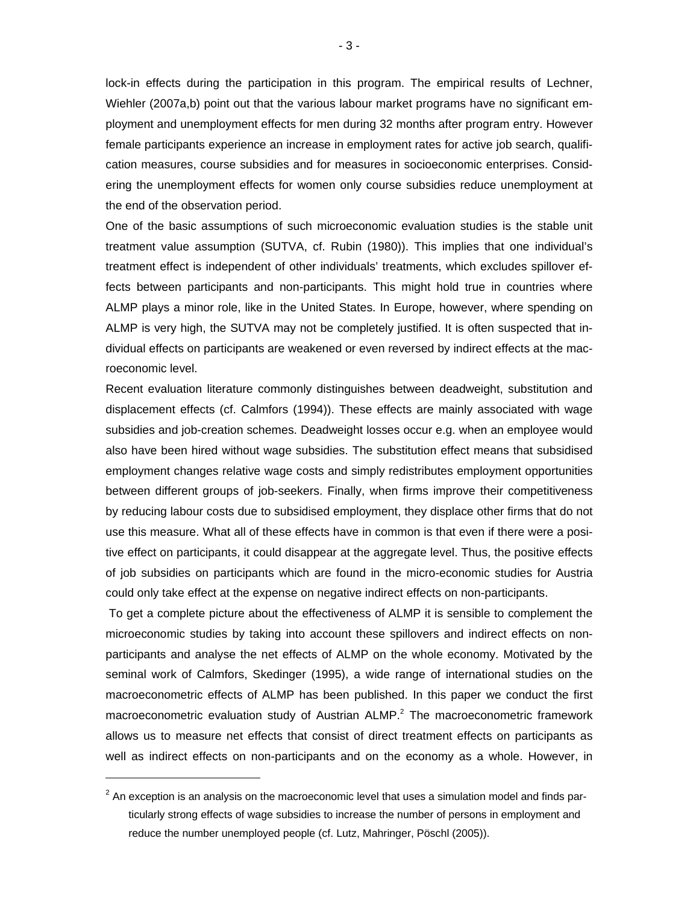lock-in effects during the participation in this program. The empirical results of Lechner, Wiehler (2007a,b) point out that the various labour market programs have no significant employment and unemployment effects for men during 32 months after program entry. However female participants experience an increase in employment rates for active job search, qualification measures, course subsidies and for measures in socioeconomic enterprises. Considering the unemployment effects for women only course subsidies reduce unemployment at the end of the observation period.

One of the basic assumptions of such microeconomic evaluation studies is the stable unit treatment value assumption (SUTVA, cf. Rubin (1980)). This implies that one individual's treatment effect is independent of other individuals' treatments, which excludes spillover effects between participants and non-participants. This might hold true in countries where ALMP plays a minor role, like in the United States. In Europe, however, where spending on ALMP is very high, the SUTVA may not be completely justified. It is often suspected that individual effects on participants are weakened or even reversed by indirect effects at the macroeconomic level.

Recent evaluation literature commonly distinguishes between deadweight, substitution and displacement effects (cf. Calmfors (1994)). These effects are mainly associated with wage subsidies and job-creation schemes. Deadweight losses occur e.g. when an employee would also have been hired without wage subsidies. The substitution effect means that subsidised employment changes relative wage costs and simply redistributes employment opportunities between different groups of job-seekers. Finally, when firms improve their competitiveness by reducing labour costs due to subsidised employment, they displace other firms that do not use this measure. What all of these effects have in common is that even if there were a positive effect on participants, it could disappear at the aggregate level. Thus, the positive effects of job subsidies on participants which are found in the micro-economic studies for Austria could only take effect at the expense on negative indirect effects on non-participants.

To get a complete picture about the effectiveness of ALMP it is sensible to complement the microeconomic studies by taking into account these spillovers and indirect effects on non-participants and analyse the net effects of ALMP on the whole economy. Motivated by the seminal work of Calmfors, Skedinger (1995), a wide range of international studies on the macroeconometric effects of ALMP has been published. In this paper we conduct the first macroeconometric evaluation study of Austrian ALMP.[2] The macroeconometric framework allows us to measure net effects that consist of direct treatment effects on participants as well as indirect effects on non-participants and on the economy as a whole. However, in

[2] An exception is an analysis on the macroeconomic level that uses a simulation model and finds particularly strong effects of wage subsidies to increase the number of persons in employment and reduce the number unemployed people (cf. Lutz, Mahringer, Pöschl (2005)).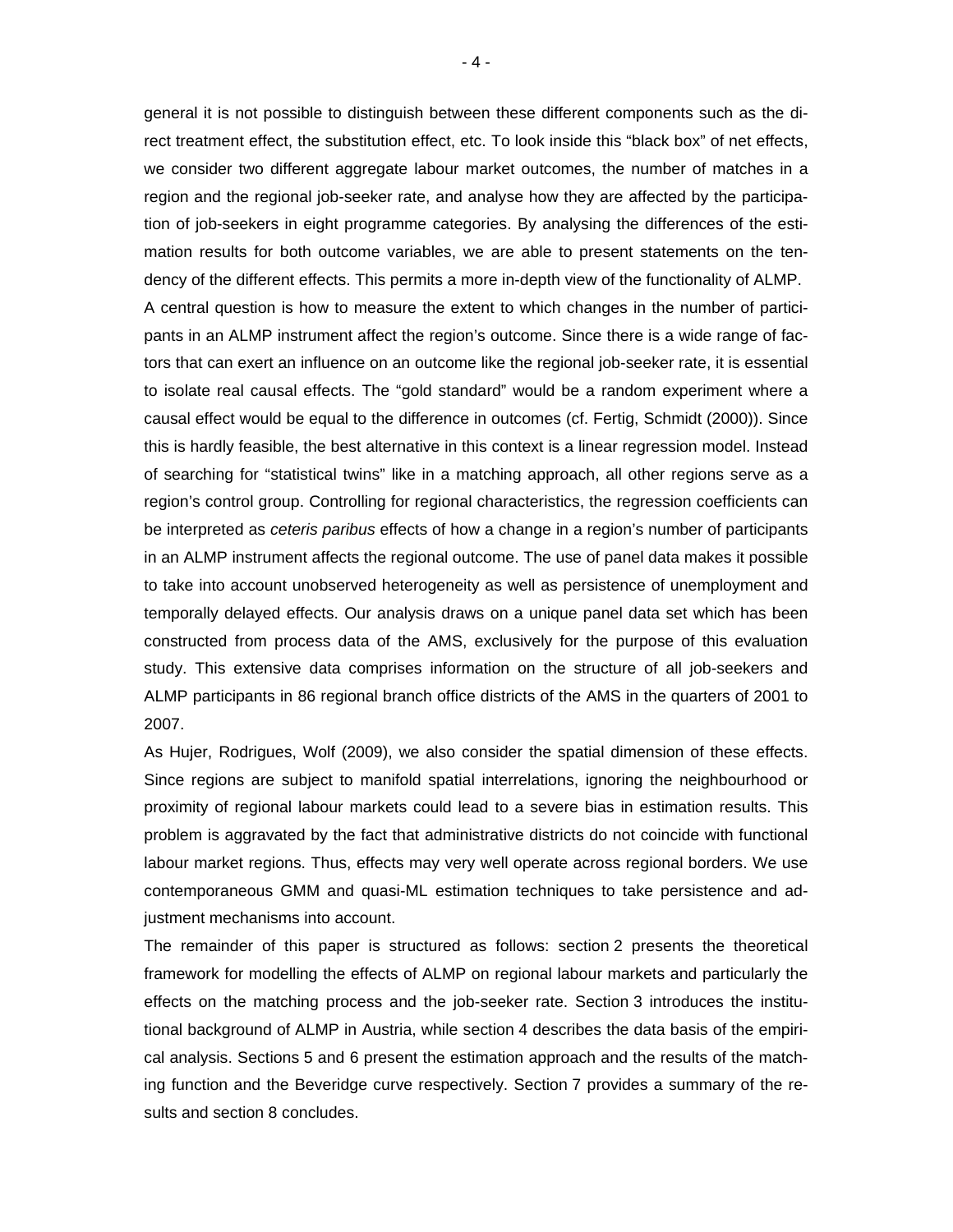general it is not possible to distinguish between these different components such as the direct treatment effect, the substitution effect, etc. To look inside this "black box" of net effects, we consider two different aggregate labour market outcomes, the number of matches in a region and the regional job-seeker rate, and analyse how they are affected by the participation of job-seekers in eight programme categories. By analysing the differences of the estimation results for both outcome variables, we are able to present statements on the tendency of the different effects. This permits a more in-depth view of the functionality of ALMP.

A central question is how to measure the extent to which changes in the number of participants in an ALMP instrument affect the region's outcome. Since there is a wide range of factors that can exert an influence on an outcome like the regional job-seeker rate, it is essential to isolate real causal effects. The "gold standard" would be a random experiment where a causal effect would be equal to the difference in outcomes (cf. Fertig, Schmidt (2000)). Since this is hardly feasible, the best alternative in this context is a linear regression model. Instead of searching for "statistical twins" like in a matching approach, all other regions serve as a region's control group. Controlling for regional characteristics, the regression coefficients can be interpreted as *ceteris paribus* effects of how a change in a region's number of participants in an ALMP instrument affects the regional outcome. The use of panel data makes it possible to take into account unobserved heterogeneity as well as persistence of unemployment and temporally delayed effects. Our analysis draws on a unique panel data set which has been constructed from process data of the AMS, exclusively for the purpose of this evaluation study. This extensive data comprises information on the structure of all job-seekers and ALMP participants in 86 regional branch office districts of the AMS in the quarters of 2001 to 2007.

As Hujer, Rodrigues, Wolf (2009), we also consider the spatial dimension of these effects. Since regions are subject to manifold spatial interrelations, ignoring the neighbourhood or proximity of regional labour markets could lead to a severe bias in estimation results. This problem is aggravated by the fact that administrative districts do not coincide with functional labour market regions. Thus, effects may very well operate across regional borders. We use contemporaneous GMM and quasi-ML estimation techniques to take persistence and adjustment mechanisms into account.

The remainder of this paper is structured as follows: section 2 presents the theoretical framework for modelling the effects of ALMP on regional labour markets and particularly the effects on the matching process and the job-seeker rate. Section 3 introduces the institutional background of ALMP in Austria, while section 4 describes the data basis of the empirical analysis. Sections 5 and 6 present the estimation approach and the results of the matching function and the Beveridge curve respectively. Section 7 provides a summary of the results and section 8 concludes.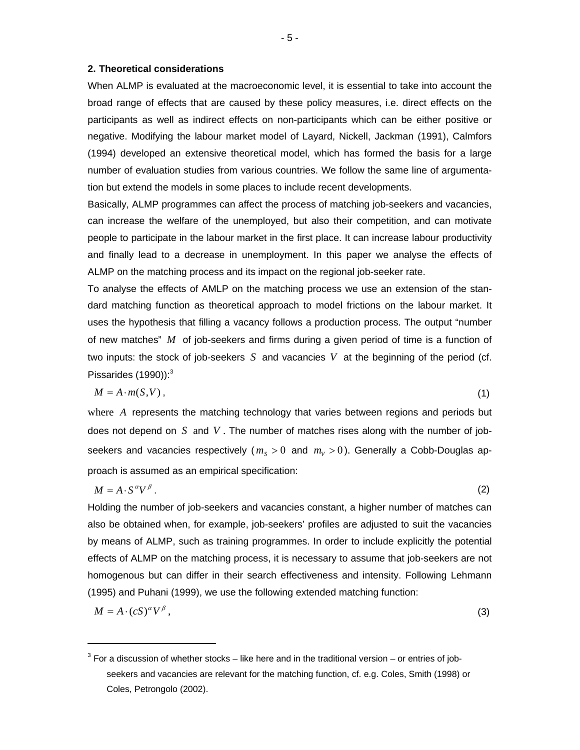## 2. Theoretical considerations

When ALMP is evaluated at the macroeconomic level, it is essential to take into account the broad range of effects that are caused by these policy measures, i.e. direct effects on the participants as well as indirect effects on non-participants which can be either positive or negative. Modifying the labour market model of Layard, Nickell, Jackman (1991), Calmfors (1994) developed an extensive theoretical model, which has formed the basis for a large number of evaluation studies from various countries. We follow the same line of argumentation but extend the models in some places to include recent developments.

Basically, ALMP programmes can affect the process of matching job-seekers and vacancies, can increase the welfare of the unemployed, but also their competition, and can motivate people to participate in the labour market in the first place. It can increase labour productivity and finally lead to a decrease in unemployment. In this paper we analyse the effects of ALMP on the matching process and its impact on the regional job-seeker rate.

To analyse the effects of AMLP on the matching process we use an extension of the standard matching function as theoretical approach to model frictions on the labour market. It uses the hypothesis that filling a vacancy follows a production process. The output "number of new matches" $M$ of job-seekers and firms during a given period of time is a function of two inputs: the stock of job-seekers $S$ and vacancies $V$ at the beginning of the period (cf. Pissarides (1990)):[3]

$$M = A \cdot m(S,V), \tag{1}$$

where $A$ represents the matching technology that varies between regions and periods but does not depend on $S$ and $V$. The number of matches rises along with the number of job-seekers and vacancies respectively ($m_S > 0$ and $m_V > 0$). Generally a Cobb-Douglas approach is assumed as an empirical specification:

$$M = A \cdot S^{\alpha} V^{\beta}. \tag{2}$$

Holding the number of job-seekers and vacancies constant, a higher number of matches can also be obtained when, for example, job-seekers' profiles are adjusted to suit the vacancies by means of ALMP, such as training programmes. In order to include explicitly the potential effects of ALMP on the matching process, it is necessary to assume that job-seekers are not homogenous but can differ in their search effectiveness and intensity. Following Lehmann (1995) and Puhani (1999), we use the following extended matching function:

$$M = A \cdot (cS)^{\alpha} V^{\beta}, \tag{3}$$

[3] For a discussion of whether stocks – like here and in the traditional version – or entries of job-seekers and vacancies are relevant for the matching function, cf. e.g. Coles, Smith (1998) or Coles, Petrongolo (2002).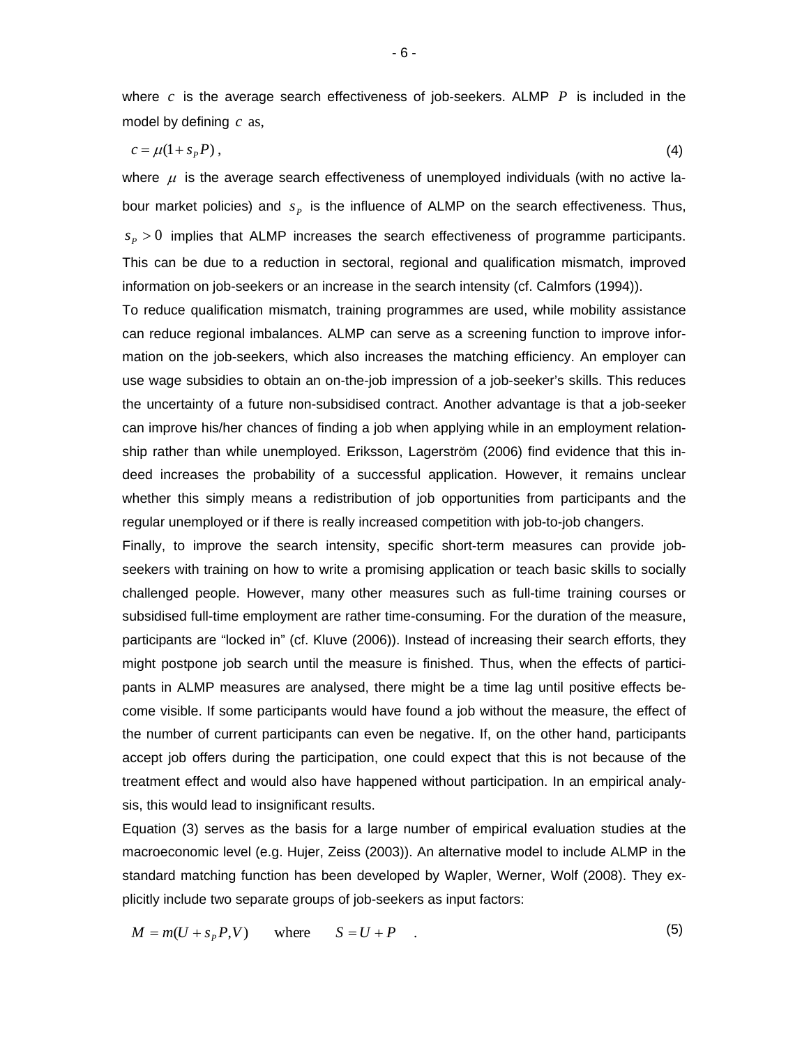where $c$ is the average search effectiveness of job-seekers. ALMP $P$ is included in the model by defining $c$ as,

$$c = \mu(1 + s_P P), \tag{4}$$

where $\mu$ is the average search effectiveness of unemployed individuals (with no active labour market policies) and $s_P$ is the influence of ALMP on the search effectiveness. Thus, $s_P > 0$ implies that ALMP increases the search effectiveness of programme participants. This can be due to a reduction in sectoral, regional and qualification mismatch, improved information on job-seekers or an increase in the search intensity (cf. Calmfors (1994)).

To reduce qualification mismatch, training programmes are used, while mobility assistance can reduce regional imbalances. ALMP can serve as a screening function to improve information on the job-seekers, which also increases the matching efficiency. An employer can use wage subsidies to obtain an on-the-job impression of a job-seeker's skills. This reduces the uncertainty of a future non-subsidised contract. Another advantage is that a job-seeker can improve his/her chances of finding a job when applying while in an employment relationship rather than while unemployed. Eriksson, Lagerström (2006) find evidence that this indeed increases the probability of a successful application. However, it remains unclear whether this simply means a redistribution of job opportunities from participants and the regular unemployed or if there is really increased competition with job-to-job changers.

Finally, to improve the search intensity, specific short-term measures can provide job-seekers with training on how to write a promising application or teach basic skills to socially challenged people. However, many other measures such as full-time training courses or subsidised full-time employment are rather time-consuming. For the duration of the measure, participants are "locked in" (cf. Kluve (2006)). Instead of increasing their search efforts, they might postpone job search until the measure is finished. Thus, when the effects of participants in ALMP measures are analysed, there might be a time lag until positive effects become visible. If some participants would have found a job without the measure, the effect of the number of current participants can even be negative. If, on the other hand, participants accept job offers during the participation, one could expect that this is not because of the treatment effect and would also have happened without participation. In an empirical analysis, this would lead to insignificant results.

Equation (3) serves as the basis for a large number of empirical evaluation studies at the macroeconomic level (e.g. Hujer, Zeiss (2003)). An alternative model to include ALMP in the standard matching function has been developed by Wapler, Werner, Wolf (2008). They explicitly include two separate groups of job-seekers as input factors:

$$M = m(U + s_P P, V) \qquad \text{where} \qquad S = U + P \quad . \tag{5}$$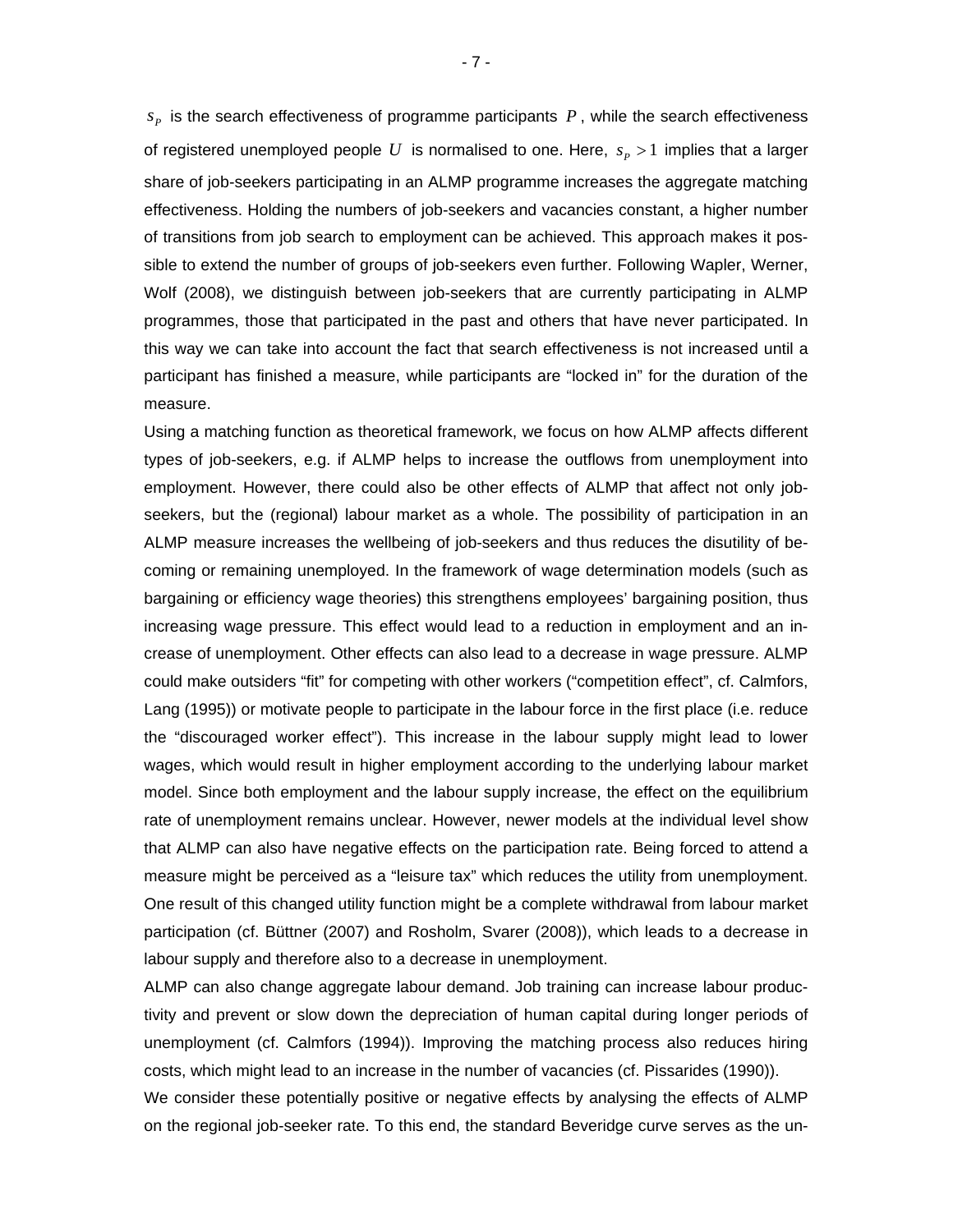$s_P$ is the search effectiveness of programme participants $P$, while the search effectiveness of registered unemployed people $U$ is normalised to one. Here, $s_P > 1$ implies that a larger share of job-seekers participating in an ALMP programme increases the aggregate matching effectiveness. Holding the numbers of job-seekers and vacancies constant, a higher number of transitions from job search to employment can be achieved. This approach makes it possible to extend the number of groups of job-seekers even further. Following Wapler, Werner, Wolf (2008), we distinguish between job-seekers that are currently participating in ALMP programmes, those that participated in the past and others that have never participated. In this way we can take into account the fact that search effectiveness is not increased until a participant has finished a measure, while participants are "locked in" for the duration of the measure.

Using a matching function as theoretical framework, we focus on how ALMP affects different types of job-seekers, e.g. if ALMP helps to increase the outflows from unemployment into employment. However, there could also be other effects of ALMP that affect not only job-seekers, but the (regional) labour market as a whole. The possibility of participation in an ALMP measure increases the wellbeing of job-seekers and thus reduces the disutility of becoming or remaining unemployed. In the framework of wage determination models (such as bargaining or efficiency wage theories) this strengthens employees' bargaining position, thus increasing wage pressure. This effect would lead to a reduction in employment and an increase of unemployment. Other effects can also lead to a decrease in wage pressure. ALMP could make outsiders "fit" for competing with other workers ("competition effect", cf. Calmfors, Lang (1995)) or motivate people to participate in the labour force in the first place (i.e. reduce the "discouraged worker effect"). This increase in the labour supply might lead to lower wages, which would result in higher employment according to the underlying labour market model. Since both employment and the labour supply increase, the effect on the equilibrium rate of unemployment remains unclear. However, newer models at the individual level show that ALMP can also have negative effects on the participation rate. Being forced to attend a measure might be perceived as a "leisure tax" which reduces the utility from unemployment. One result of this changed utility function might be a complete withdrawal from labour market participation (cf. Büttner (2007) and Rosholm, Svarer (2008)), which leads to a decrease in labour supply and therefore also to a decrease in unemployment.

ALMP can also change aggregate labour demand. Job training can increase labour productivity and prevent or slow down the depreciation of human capital during longer periods of unemployment (cf. Calmfors (1994)). Improving the matching process also reduces hiring costs, which might lead to an increase in the number of vacancies (cf. Pissarides (1990)).

We consider these potentially positive or negative effects by analysing the effects of ALMP on the regional job-seeker rate. To this end, the standard Beveridge curve serves as the un-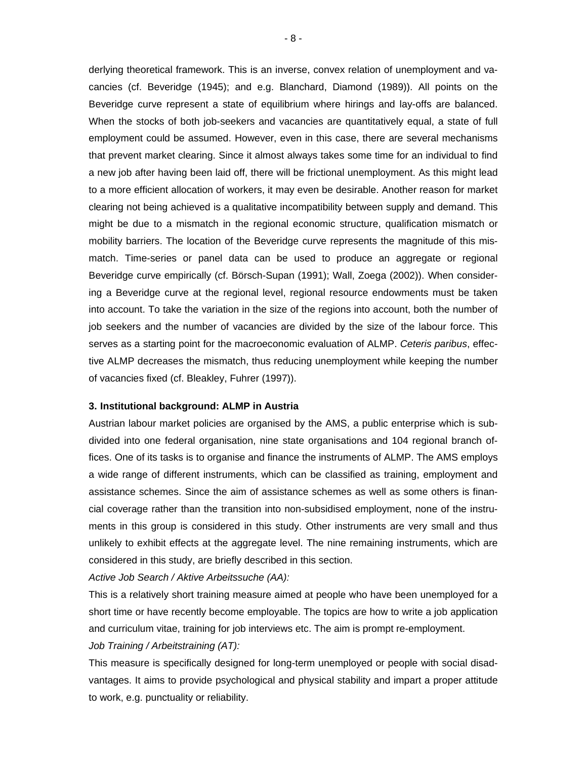derlying theoretical framework. This is an inverse, convex relation of unemployment and vacancies (cf. Beveridge (1945); and e.g. Blanchard, Diamond (1989)). All points on the Beveridge curve represent a state of equilibrium where hirings and lay-offs are balanced. When the stocks of both job-seekers and vacancies are quantitatively equal, a state of full employment could be assumed. However, even in this case, there are several mechanisms that prevent market clearing. Since it almost always takes some time for an individual to find a new job after having been laid off, there will be frictional unemployment. As this might lead to a more efficient allocation of workers, it may even be desirable. Another reason for market clearing not being achieved is a qualitative incompatibility between supply and demand. This might be due to a mismatch in the regional economic structure, qualification mismatch or mobility barriers. The location of the Beveridge curve represents the magnitude of this mismatch. Time-series or panel data can be used to produce an aggregate or regional Beveridge curve empirically (cf. Börsch-Supan (1991); Wall, Zoega (2002)). When considering a Beveridge curve at the regional level, regional resource endowments must be taken into account. To take the variation in the size of the regions into account, both the number of job seekers and the number of vacancies are divided by the size of the labour force. This serves as a starting point for the macroeconomic evaluation of ALMP. *Ceteris paribus*, effective ALMP decreases the mismatch, thus reducing unemployment while keeping the number of vacancies fixed (cf. Bleakley, Fuhrer (1997)).

### 3. Institutional background: ALMP in Austria

Austrian labour market policies are organised by the AMS, a public enterprise which is subdivided into one federal organisation, nine state organisations and 104 regional branch offices. One of its tasks is to organise and finance the instruments of ALMP. The AMS employs a wide range of different instruments, which can be classified as training, employment and assistance schemes. Since the aim of assistance schemes as well as some others is financial coverage rather than the transition into non-subsidised employment, none of the instruments in this group is considered in this study. Other instruments are very small and thus unlikely to exhibit effects at the aggregate level. The nine remaining instruments, which are considered in this study, are briefly described in this section.

*Active Job Search / Aktive Arbeitssuche (AA):*

This is a relatively short training measure aimed at people who have been unemployed for a short time or have recently become employable. The topics are how to write a job application and curriculum vitae, training for job interviews etc. The aim is prompt re-employment.

*Job Training / Arbeitstraining (AT):*

This measure is specifically designed for long-term unemployed or people with social disadvantages. It aims to provide psychological and physical stability and impart a proper attitude to work, e.g. punctuality or reliability.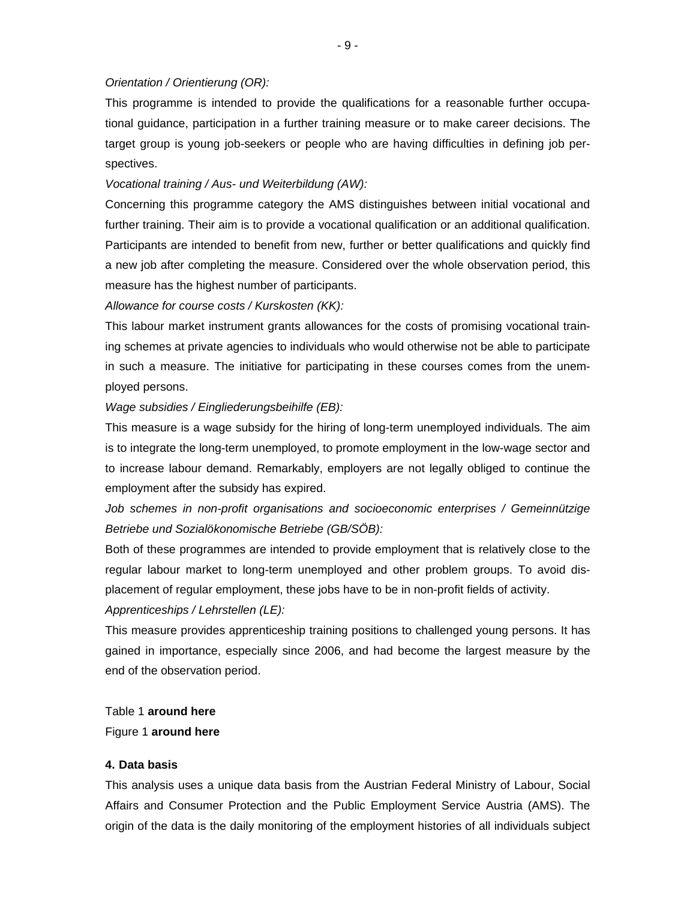*Orientation / Orientierung (OR):*

This programme is intended to provide the qualifications for a reasonable further occupational guidance, participation in a further training measure or to make career decisions. The target group is young job-seekers or people who are having difficulties in defining job perspectives.

*Vocational training / Aus- und Weiterbildung (AW):*

Concerning this programme category the AMS distinguishes between initial vocational and further training. Their aim is to provide a vocational qualification or an additional qualification. Participants are intended to benefit from new, further or better qualifications and quickly find a new job after completing the measure. Considered over the whole observation period, this measure has the highest number of participants.

*Allowance for course costs / Kurskosten (KK):*

This labour market instrument grants allowances for the costs of promising vocational training schemes at private agencies to individuals who would otherwise not be able to participate in such a measure. The initiative for participating in these courses comes from the unemployed persons.

*Wage subsidies / Eingliederungsbeihilfe (EB):*

This measure is a wage subsidy for the hiring of long-term unemployed individuals. The aim is to integrate the long-term unemployed, to promote employment in the low-wage sector and to increase labour demand. Remarkably, employers are not legally obliged to continue the employment after the subsidy has expired.

*Job schemes in non-profit organisations and socioeconomic enterprises / Gemeinnützige Betriebe und Sozialökonomische Betriebe (GB/SÖB):*

Both of these programmes are intended to provide employment that is relatively close to the regular labour market to long-term unemployed and other problem groups. To avoid displacement of regular employment, these jobs have to be in non-profit fields of activity.

*Apprenticeships / Lehrstellen (LE):*

This measure provides apprenticeship training positions to challenged young persons. It has gained in importance, especially since 2006, and had become the largest measure by the end of the observation period.

Table 1 **around here**

Figure 1 **around here**

#### 4. Data basis

This analysis uses a unique data basis from the Austrian Federal Ministry of Labour, Social Affairs and Consumer Protection and the Public Employment Service Austria (AMS). The origin of the data is the daily monitoring of the employment histories of all individuals subject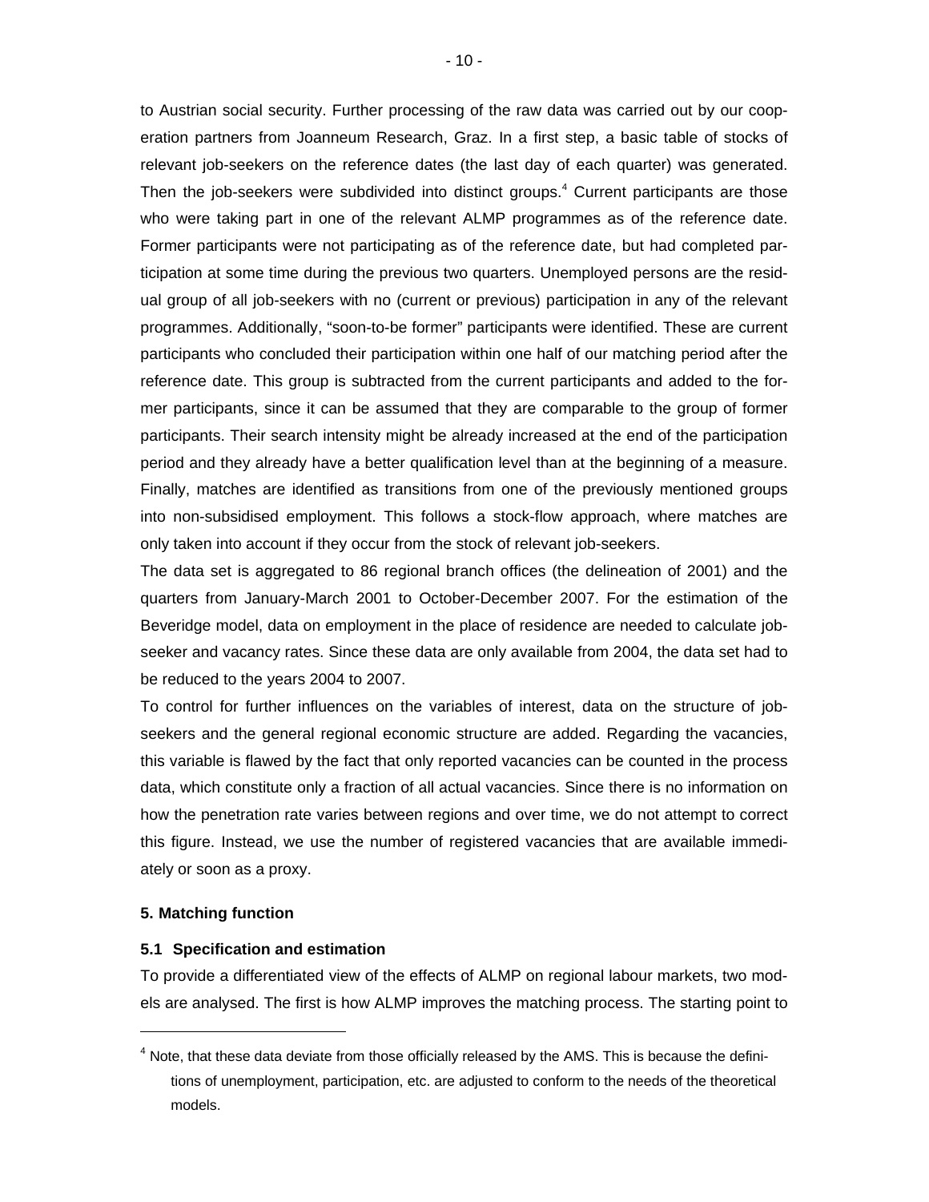to Austrian social security. Further processing of the raw data was carried out by our cooperation partners from Joanneum Research, Graz. In a first step, a basic table of stocks of relevant job-seekers on the reference dates (the last day of each quarter) was generated. Then the job-seekers were subdivided into distinct groups.[4] Current participants are those who were taking part in one of the relevant ALMP programmes as of the reference date. Former participants were not participating as of the reference date, but had completed participation at some time during the previous two quarters. Unemployed persons are the residual group of all job-seekers with no (current or previous) participation in any of the relevant programmes. Additionally, "soon-to-be former" participants were identified. These are current participants who concluded their participation within one half of our matching period after the reference date. This group is subtracted from the current participants and added to the former participants, since it can be assumed that they are comparable to the group of former participants. Their search intensity might be already increased at the end of the participation period and they already have a better qualification level than at the beginning of a measure. Finally, matches are identified as transitions from one of the previously mentioned groups into non-subsidised employment. This follows a stock-flow approach, where matches are only taken into account if they occur from the stock of relevant job-seekers.

The data set is aggregated to 86 regional branch offices (the delineation of 2001) and the quarters from January-March 2001 to October-December 2007. For the estimation of the Beveridge model, data on employment in the place of residence are needed to calculate job-seeker and vacancy rates. Since these data are only available from 2004, the data set had to be reduced to the years 2004 to 2007.

To control for further influences on the variables of interest, data on the structure of job-seekers and the general regional economic structure are added. Regarding the vacancies, this variable is flawed by the fact that only reported vacancies can be counted in the process data, which constitute only a fraction of all actual vacancies. Since there is no information on how the penetration rate varies between regions and over time, we do not attempt to correct this figure. Instead, we use the number of registered vacancies that are available immediately or soon as a proxy.

## 5. Matching function

### 5.1 Specification and estimation

To provide a differentiated view of the effects of ALMP on regional labour markets, two models are analysed. The first is how ALMP improves the matching process. The starting point to

---

[4] Note, that these data deviate from those officially released by the AMS. This is because the definitions of unemployment, participation, etc. are adjusted to conform to the needs of the theoretical models.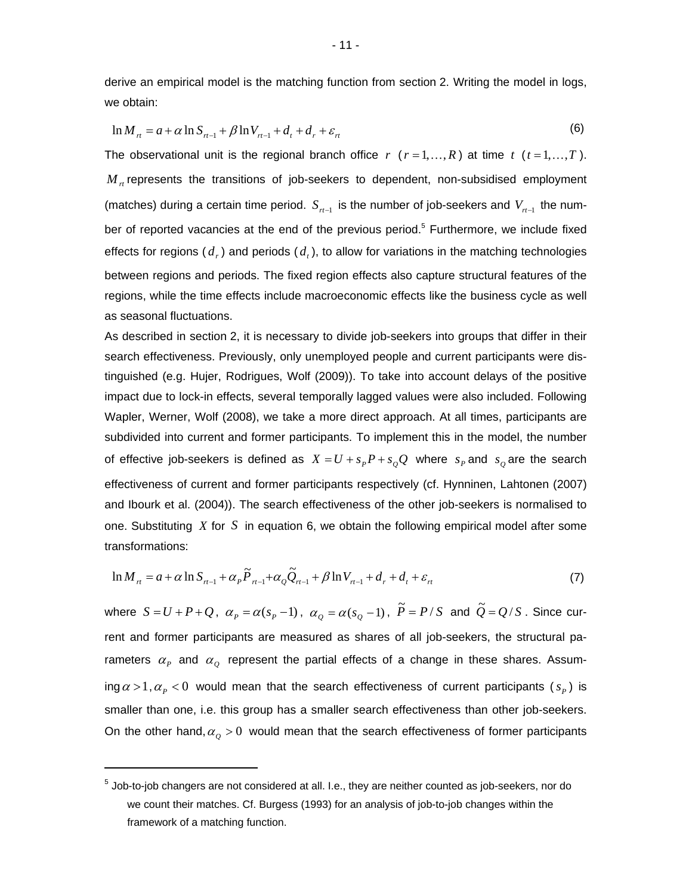derive an empirical model is the matching function from section 2. Writing the model in logs, we obtain:

$$\ln M_{rt} = a + \alpha \ln S_{rt-1} + \beta \ln V_{rt-1} + d_t + d_r + \varepsilon_{rt} \tag{6}$$

The observational unit is the regional branch office $r$ $(r = 1,\ldots,R)$ at time $t$ $(t = 1,\ldots,T)$. $M_{rt}$ represents the transitions of job-seekers to dependent, non-subsidised employment (matches) during a certain time period. $S_{rt-1}$ is the number of job-seekers and $V_{rt-1}$ the number of reported vacancies at the end of the previous period.[5] Furthermore, we include fixed effects for regions ($d_r$) and periods ($d_t$), to allow for variations in the matching technologies between regions and periods. The fixed region effects also capture structural features of the regions, while the time effects include macroeconomic effects like the business cycle as well as seasonal fluctuations.

As described in section 2, it is necessary to divide job-seekers into groups that differ in their search effectiveness. Previously, only unemployed people and current participants were distinguished (e.g. Hujer, Rodrigues, Wolf (2009)). To take into account delays of the positive impact due to lock-in effects, several temporally lagged values were also included. Following Wapler, Werner, Wolf (2008), we take a more direct approach. At all times, participants are subdivided into current and former participants. To implement this in the model, the number of effective job-seekers is defined as $X = U + s_P P + s_Q Q$ where $s_P$ and $s_Q$ are the search effectiveness of current and former participants respectively (cf. Hynninen, Lahtonen (2007) and Ibourk et al. (2004)). The search effectiveness of the other job-seekers is normalised to one. Substituting $X$ for $S$ in equation 6, we obtain the following empirical model after some transformations:

$$\ln M_{rt} = a + \alpha \ln S_{rt-1} + \alpha_P \tilde{P}_{rt-1} + \alpha_Q \tilde{Q}_{rt-1} + \beta \ln V_{rt-1} + d_r + d_t + \varepsilon_{rt} \tag{7}$$

where $S = U + P + Q$, $\alpha_P = \alpha(s_P - 1)$, $\alpha_Q = \alpha(s_Q - 1)$, $\tilde{P} = P / S$ and $\tilde{Q} = Q / S$. Since current and former participants are measured as shares of all job-seekers, the structural parameters $\alpha_P$ and $\alpha_Q$ represent the partial effects of a change in these shares. Assuming $\alpha > 1, \alpha_P < 0$ would mean that the search effectiveness of current participants ($s_P$) is smaller than one, i.e. this group has a smaller search effectiveness than other job-seekers. On the other hand, $\alpha_Q > 0$ would mean that the search effectiveness of former participants

---

[5] Job-to-job changers are not considered at all. I.e., they are neither counted as job-seekers, nor do we count their matches. Cf. Burgess (1993) for an analysis of job-to-job changes within the framework of a matching function.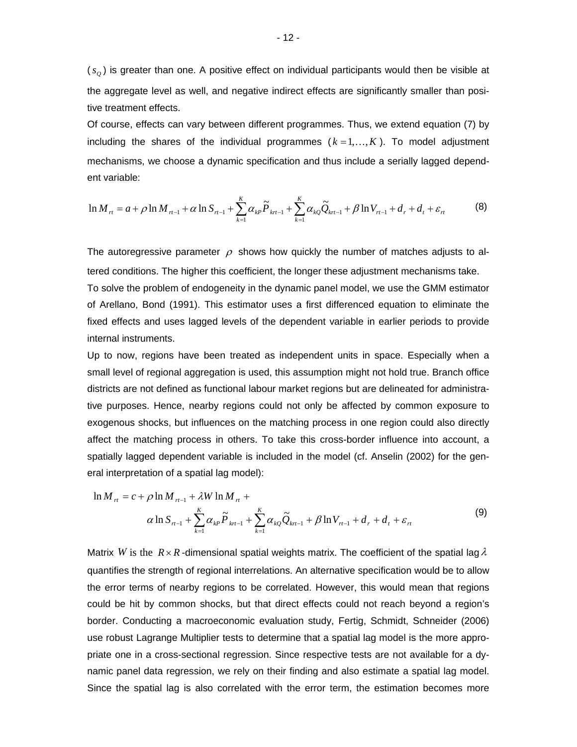($s_Q$) is greater than one. A positive effect on individual participants would then be visible at the aggregate level as well, and negative indirect effects are significantly smaller than positive treatment effects.

Of course, effects can vary between different programmes. Thus, we extend equation (7) by including the shares of the individual programmes ($k = 1, \ldots, K$). To model adjustment mechanisms, we choose a dynamic specification and thus include a serially lagged dependent variable:

$$\ln M_{rt} = a + \rho \ln M_{rt-1} + \alpha \ln S_{rt-1} + \sum_{k=1}^{K} \alpha_{kP} \widetilde{P}_{krt-1} + \sum_{k=1}^{K} \alpha_{kQ} \widetilde{Q}_{krt-1} + \beta \ln V_{rt-1} + d_r + d_t + \varepsilon_{rt} \tag{8}$$

The autoregressive parameter $\rho$ shows how quickly the number of matches adjusts to altered conditions. The higher this coefficient, the longer these adjustment mechanisms take.

To solve the problem of endogeneity in the dynamic panel model, we use the GMM estimator of Arellano, Bond (1991). This estimator uses a first differenced equation to eliminate the fixed effects and uses lagged levels of the dependent variable in earlier periods to provide internal instruments.

Up to now, regions have been treated as independent units in space. Especially when a small level of regional aggregation is used, this assumption might not hold true. Branch office districts are not defined as functional labour market regions but are delineated for administrative purposes. Hence, nearby regions could not only be affected by common exposure to exogenous shocks, but influences on the matching process in one region could also directly affect the matching process in others. To take this cross-border influence into account, a spatially lagged dependent variable is included in the model (cf. Anselin (2002) for the general interpretation of a spatial lag model):

$$\begin{aligned} \ln M_{rt} = c + \rho \ln M_{rt-1} + \lambda W \ln M_{rt} + \\ \alpha \ln S_{rt-1} + \sum_{k=1}^{K} \alpha_{kP} \widetilde{P}_{krt-1} + \sum_{k=1}^{K} \alpha_{kQ} \widetilde{Q}_{krt-1} + \beta \ln V_{rt-1} + d_r + d_t + \varepsilon_{rt} \end{aligned} \tag{9}$$

Matrix $W$ is the $R \times R$-dimensional spatial weights matrix. The coefficient of the spatial lag $\lambda$ quantifies the strength of regional interrelations. An alternative specification would be to allow the error terms of nearby regions to be correlated. However, this would mean that regions could be hit by common shocks, but that direct effects could not reach beyond a region's border. Conducting a macroeconomic evaluation study, Fertig, Schmidt, Schneider (2006) use robust Lagrange Multiplier tests to determine that a spatial lag model is the more appropriate one in a cross-sectional regression. Since respective tests are not available for a dynamic panel data regression, we rely on their finding and also estimate a spatial lag model. Since the spatial lag is also correlated with the error term, the estimation becomes more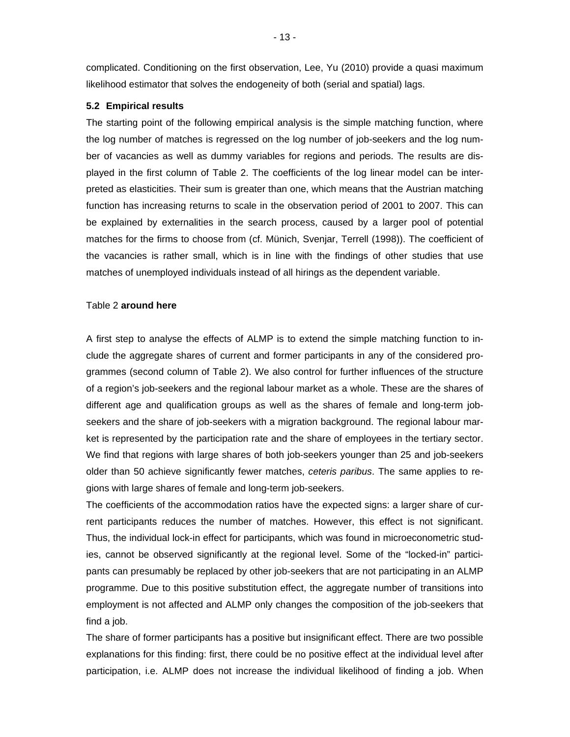complicated. Conditioning on the first observation, Lee, Yu (2010) provide a quasi maximum likelihood estimator that solves the endogeneity of both (serial and spatial) lags.

### 5.2 Empirical results

The starting point of the following empirical analysis is the simple matching function, where the log number of matches is regressed on the log number of job-seekers and the log number of vacancies as well as dummy variables for regions and periods. The results are displayed in the first column of Table 2. The coefficients of the log linear model can be interpreted as elasticities. Their sum is greater than one, which means that the Austrian matching function has increasing returns to scale in the observation period of 2001 to 2007. This can be explained by externalities in the search process, caused by a larger pool of potential matches for the firms to choose from (cf. Münich, Svenjar, Terrell (1998)). The coefficient of the vacancies is rather small, which is in line with the findings of other studies that use matches of unemployed individuals instead of all hirings as the dependent variable.

Table 2 **around here**

A first step to analyse the effects of ALMP is to extend the simple matching function to include the aggregate shares of current and former participants in any of the considered programmes (second column of Table 2). We also control for further influences of the structure of a region's job-seekers and the regional labour market as a whole. These are the shares of different age and qualification groups as well as the shares of female and long-term job-seekers and the share of job-seekers with a migration background. The regional labour market is represented by the participation rate and the share of employees in the tertiary sector. We find that regions with large shares of both job-seekers younger than 25 and job-seekers older than 50 achieve significantly fewer matches, *ceteris paribus*. The same applies to regions with large shares of female and long-term job-seekers.

The coefficients of the accommodation ratios have the expected signs: a larger share of current participants reduces the number of matches. However, this effect is not significant. Thus, the individual lock-in effect for participants, which was found in microeconometric studies, cannot be observed significantly at the regional level. Some of the "locked-in" participants can presumably be replaced by other job-seekers that are not participating in an ALMP programme. Due to this positive substitution effect, the aggregate number of transitions into employment is not affected and ALMP only changes the composition of the job-seekers that find a job.

The share of former participants has a positive but insignificant effect. There are two possible explanations for this finding: first, there could be no positive effect at the individual level after participation, i.e. ALMP does not increase the individual likelihood of finding a job. When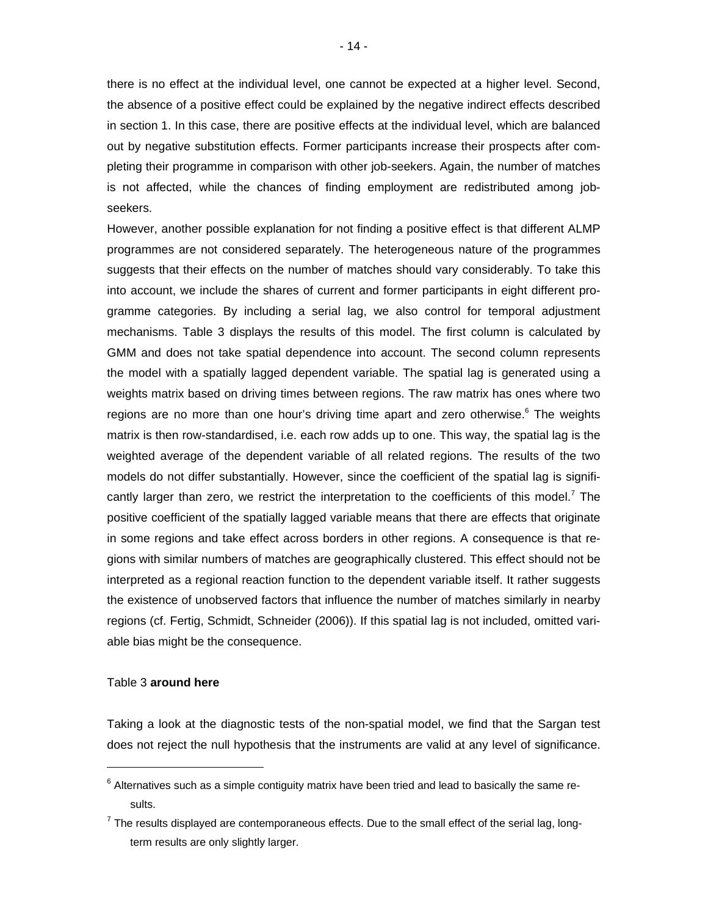there is no effect at the individual level, one cannot be expected at a higher level. Second, the absence of a positive effect could be explained by the negative indirect effects described in section 1. In this case, there are positive effects at the individual level, which are balanced out by negative substitution effects. Former participants increase their prospects after completing their programme in comparison with other job-seekers. Again, the number of matches is not affected, while the chances of finding employment are redistributed among job-seekers.

However, another possible explanation for not finding a positive effect is that different ALMP programmes are not considered separately. The heterogeneous nature of the programmes suggests that their effects on the number of matches should vary considerably. To take this into account, we include the shares of current and former participants in eight different programme categories. By including a serial lag, we also control for temporal adjustment mechanisms. Table 3 displays the results of this model. The first column is calculated by GMM and does not take spatial dependence into account. The second column represents the model with a spatially lagged dependent variable. The spatial lag is generated using a weights matrix based on driving times between regions. The raw matrix has ones where two regions are no more than one hour's driving time apart and zero otherwise.[6] The weights matrix is then row-standardised, i.e. each row adds up to one. This way, the spatial lag is the weighted average of the dependent variable of all related regions. The results of the two models do not differ substantially. However, since the coefficient of the spatial lag is significantly larger than zero, we restrict the interpretation to the coefficients of this model.[7] The positive coefficient of the spatially lagged variable means that there are effects that originate in some regions and take effect across borders in other regions. A consequence is that regions with similar numbers of matches are geographically clustered. This effect should not be interpreted as a regional reaction function to the dependent variable itself. It rather suggests the existence of unobserved factors that influence the number of matches similarly in nearby regions (cf. Fertig, Schmidt, Schneider (2006)). If this spatial lag is not included, omitted variable bias might be the consequence.

Table 3 **around here**

Taking a look at the diagnostic tests of the non-spatial model, we find that the Sargan test does not reject the null hypothesis that the instruments are valid at any level of significance.

---

[6] Alternatives such as a simple contiguity matrix have been tried and lead to basically the same results.

[7] The results displayed are contemporaneous effects. Due to the small effect of the serial lag, long-term results are only slightly larger.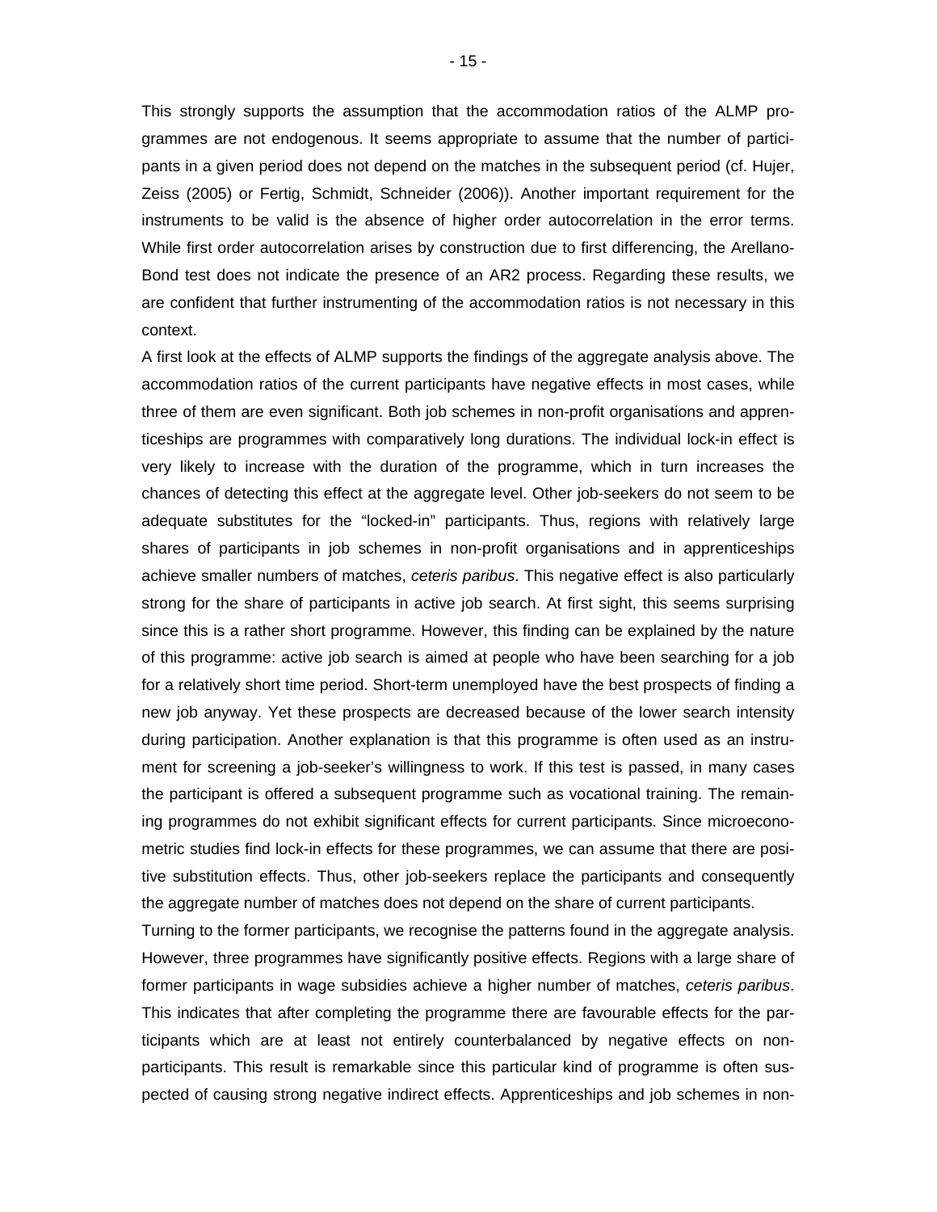This strongly supports the assumption that the accommodation ratios of the ALMP programmes are not endogenous. It seems appropriate to assume that the number of participants in a given period does not depend on the matches in the subsequent period (cf. Hujer, Zeiss (2005) or Fertig, Schmidt, Schneider (2006)). Another important requirement for the instruments to be valid is the absence of higher order autocorrelation in the error terms. While first order autocorrelation arises by construction due to first differencing, the Arellano-Bond test does not indicate the presence of an AR2 process. Regarding these results, we are confident that further instrumenting of the accommodation ratios is not necessary in this context.

A first look at the effects of ALMP supports the findings of the aggregate analysis above. The accommodation ratios of the current participants have negative effects in most cases, while three of them are even significant. Both job schemes in non-profit organisations and apprenticeships are programmes with comparatively long durations. The individual lock-in effect is very likely to increase with the duration of the programme, which in turn increases the chances of detecting this effect at the aggregate level. Other job-seekers do not seem to be adequate substitutes for the "locked-in" participants. Thus, regions with relatively large shares of participants in job schemes in non-profit organisations and in apprenticeships achieve smaller numbers of matches, *ceteris paribus*. This negative effect is also particularly strong for the share of participants in active job search. At first sight, this seems surprising since this is a rather short programme. However, this finding can be explained by the nature of this programme: active job search is aimed at people who have been searching for a job for a relatively short time period. Short-term unemployed have the best prospects of finding a new job anyway. Yet these prospects are decreased because of the lower search intensity during participation. Another explanation is that this programme is often used as an instrument for screening a job-seeker's willingness to work. If this test is passed, in many cases the participant is offered a subsequent programme such as vocational training. The remaining programmes do not exhibit significant effects for current participants. Since microeconometric studies find lock-in effects for these programmes, we can assume that there are positive substitution effects. Thus, other job-seekers replace the participants and consequently the aggregate number of matches does not depend on the share of current participants.

Turning to the former participants, we recognise the patterns found in the aggregate analysis. However, three programmes have significantly positive effects. Regions with a large share of former participants in wage subsidies achieve a higher number of matches, *ceteris paribus*. This indicates that after completing the programme there are favourable effects for the participants which are at least not entirely counterbalanced by negative effects on non-participants. This result is remarkable since this particular kind of programme is often suspected of causing strong negative indirect effects. Apprenticeships and job schemes in non-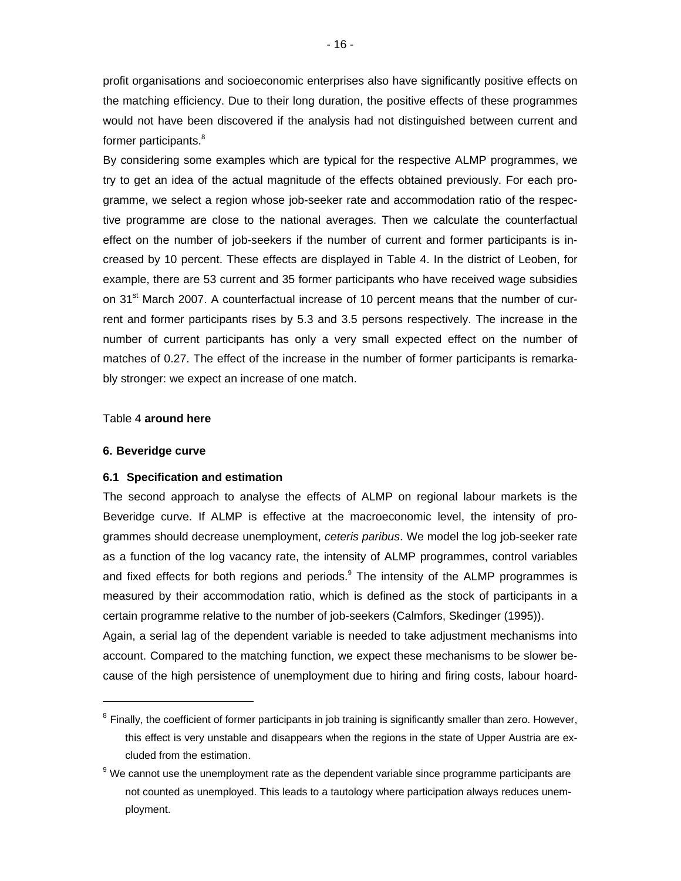profit organisations and socioeconomic enterprises also have significantly positive effects on the matching efficiency. Due to their long duration, the positive effects of these programmes would not have been discovered if the analysis had not distinguished between current and former participants.[8]

By considering some examples which are typical for the respective ALMP programmes, we try to get an idea of the actual magnitude of the effects obtained previously. For each programme, we select a region whose job-seeker rate and accommodation ratio of the respective programme are close to the national averages. Then we calculate the counterfactual effect on the number of job-seekers if the number of current and former participants is increased by 10 percent. These effects are displayed in Table 4. In the district of Leoben, for example, there are 53 current and 35 former participants who have received wage subsidies on 31st March 2007. A counterfactual increase of 10 percent means that the number of current and former participants rises by 5.3 and 3.5 persons respectively. The increase in the number of current participants has only a very small expected effect on the number of matches of 0.27. The effect of the increase in the number of former participants is remarkably stronger: we expect an increase of one match.

Table 4 **around here**

## 6. Beveridge curve

### 6.1 Specification and estimation

The second approach to analyse the effects of ALMP on regional labour markets is the Beveridge curve. If ALMP is effective at the macroeconomic level, the intensity of programmes should decrease unemployment, *ceteris paribus*. We model the log job-seeker rate as a function of the log vacancy rate, the intensity of ALMP programmes, control variables and fixed effects for both regions and periods.[9] The intensity of the ALMP programmes is measured by their accommodation ratio, which is defined as the stock of participants in a certain programme relative to the number of job-seekers (Calmfors, Skedinger (1995)).

Again, a serial lag of the dependent variable is needed to take adjustment mechanisms into account. Compared to the matching function, we expect these mechanisms to be slower because of the high persistence of unemployment due to hiring and firing costs, labour hoard-

---

[8] Finally, the coefficient of former participants in job training is significantly smaller than zero. However, this effect is very unstable and disappears when the regions in the state of Upper Austria are excluded from the estimation.

[9] We cannot use the unemployment rate as the dependent variable since programme participants are not counted as unemployed. This leads to a tautology where participation always reduces unemployment.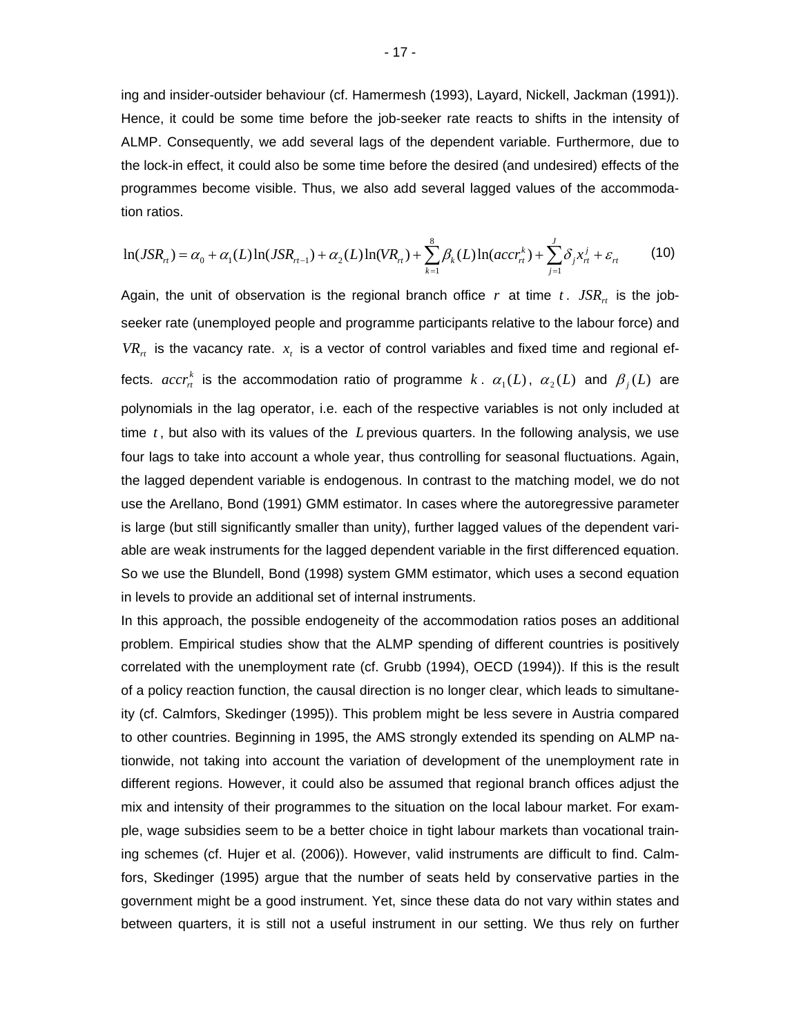ing and insider-outsider behaviour (cf. Hamermesh (1993), Layard, Nickell, Jackman (1991)). Hence, it could be some time before the job-seeker rate reacts to shifts in the intensity of ALMP. Consequently, we add several lags of the dependent variable. Furthermore, due to the lock-in effect, it could also be some time before the desired (and undesired) effects of the programmes become visible. Thus, we also add several lagged values of the accommodation ratios.

$$\ln(JSR_{rt}) = \alpha_0 + \alpha_1(L)\ln(JSR_{rt-1}) + \alpha_2(L)\ln(VR_{rt}) + \sum_{k=1}^{8}\beta_k(L)\ln(accr_{rt}^k) + \sum_{j=1}^{J}\delta_j x_{rt}^j + \varepsilon_{rt} \qquad (10)$$

Again, the unit of observation is the regional branch office $r$ at time $t$. $JSR_{rt}$ is the job-seeker rate (unemployed people and programme participants relative to the labour force) and $VR_{rt}$ is the vacancy rate. $x_t$ is a vector of control variables and fixed time and regional effects. $accr_{rt}^k$ is the accommodation ratio of programme $k$. $\alpha_1(L)$, $\alpha_2(L)$ and $\beta_j(L)$ are polynomials in the lag operator, i.e. each of the respective variables is not only included at time $t$, but also with its values of the $L$ previous quarters. In the following analysis, we use four lags to take into account a whole year, thus controlling for seasonal fluctuations. Again, the lagged dependent variable is endogenous. In contrast to the matching model, we do not use the Arellano, Bond (1991) GMM estimator. In cases where the autoregressive parameter is large (but still significantly smaller than unity), further lagged values of the dependent variable are weak instruments for the lagged dependent variable in the first differenced equation. So we use the Blundell, Bond (1998) system GMM estimator, which uses a second equation in levels to provide an additional set of internal instruments.

In this approach, the possible endogeneity of the accommodation ratios poses an additional problem. Empirical studies show that the ALMP spending of different countries is positively correlated with the unemployment rate (cf. Grubb (1994), OECD (1994)). If this is the result of a policy reaction function, the causal direction is no longer clear, which leads to simultaneity (cf. Calmfors, Skedinger (1995)). This problem might be less severe in Austria compared to other countries. Beginning in 1995, the AMS strongly extended its spending on ALMP nationwide, not taking into account the variation of development of the unemployment rate in different regions. However, it could also be assumed that regional branch offices adjust the mix and intensity of their programmes to the situation on the local labour market. For example, wage subsidies seem to be a better choice in tight labour markets than vocational training schemes (cf. Hujer et al. (2006)). However, valid instruments are difficult to find. Calmfors, Skedinger (1995) argue that the number of seats held by conservative parties in the government might be a good instrument. Yet, since these data do not vary within states and between quarters, it is still not a useful instrument in our setting. We thus rely on further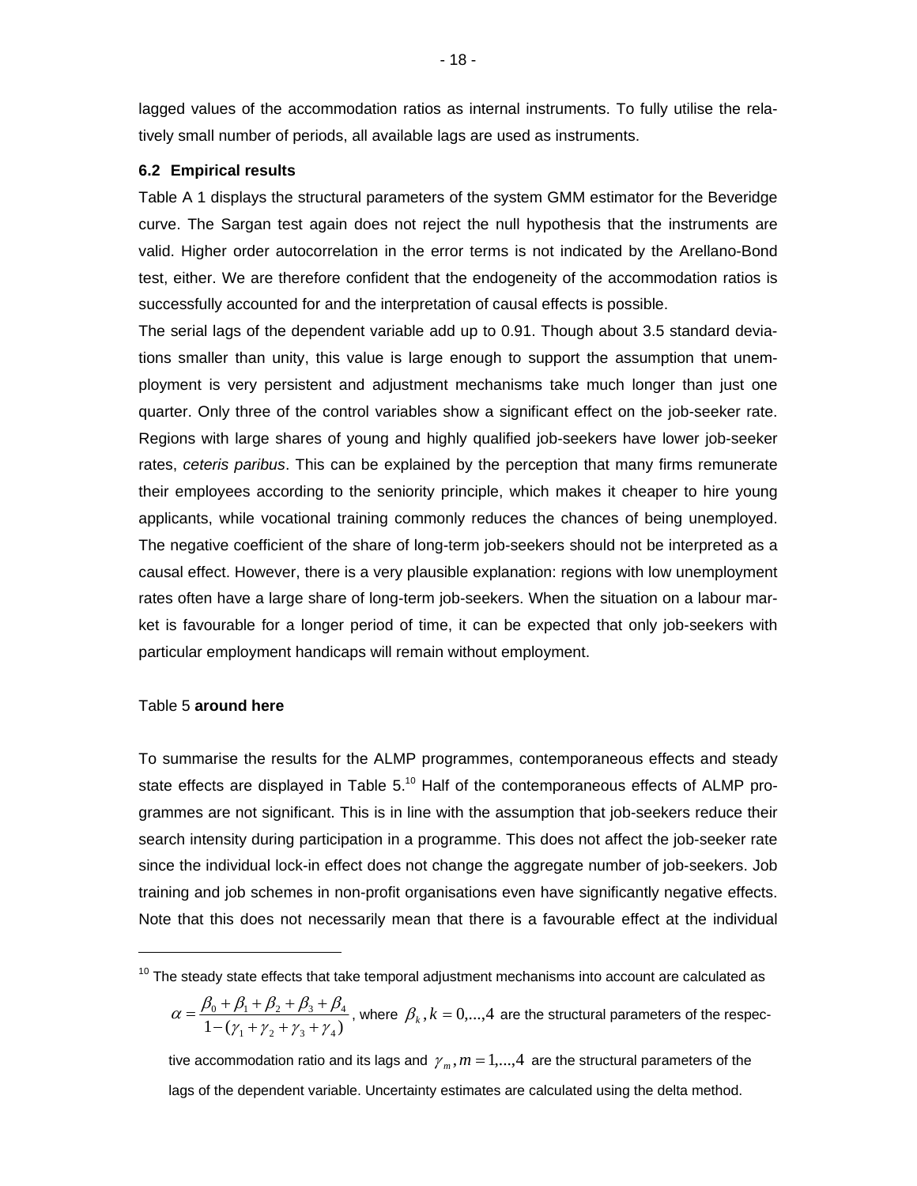lagged values of the accommodation ratios as internal instruments. To fully utilise the relatively small number of periods, all available lags are used as instruments.

### 6.2 Empirical results

Table A 1 displays the structural parameters of the system GMM estimator for the Beveridge curve. The Sargan test again does not reject the null hypothesis that the instruments are valid. Higher order autocorrelation in the error terms is not indicated by the Arellano-Bond test, either. We are therefore confident that the endogeneity of the accommodation ratios is successfully accounted for and the interpretation of causal effects is possible.

The serial lags of the dependent variable add up to 0.91. Though about 3.5 standard deviations smaller than unity, this value is large enough to support the assumption that unemployment is very persistent and adjustment mechanisms take much longer than just one quarter. Only three of the control variables show a significant effect on the job-seeker rate. Regions with large shares of young and highly qualified job-seekers have lower job-seeker rates, *ceteris paribus*. This can be explained by the perception that many firms remunerate their employees according to the seniority principle, which makes it cheaper to hire young applicants, while vocational training commonly reduces the chances of being unemployed. The negative coefficient of the share of long-term job-seekers should not be interpreted as a causal effect. However, there is a very plausible explanation: regions with low unemployment rates often have a large share of long-term job-seekers. When the situation on a labour market is favourable for a longer period of time, it can be expected that only job-seekers with particular employment handicaps will remain without employment.

Table 5 **around here**

To summarise the results for the ALMP programmes, contemporaneous effects and steady state effects are displayed in Table 5.[10] Half of the contemporaneous effects of ALMP programmes are not significant. This is in line with the assumption that job-seekers reduce their search intensity during participation in a programme. This does not affect the job-seeker rate since the individual lock-in effect does not change the aggregate number of job-seekers. Job training and job schemes in non-profit organisations even have significantly negative effects. Note that this does not necessarily mean that there is a favourable effect at the individual

---

[10] The steady state effects that take temporal adjustment mechanisms into account are calculated as $\alpha = \frac{\beta_0 + \beta_1 + \beta_2 + \beta_3 + \beta_4}{1 - (\gamma_1 + \gamma_2 + \gamma_3 + \gamma_4)}$, where $\beta_k, k = 0,...,4$ are the structural parameters of the respective accommodation ratio and its lags and $\gamma_m, m = 1,...,4$ are the structural parameters of the lags of the dependent variable. Uncertainty estimates are calculated using the delta method.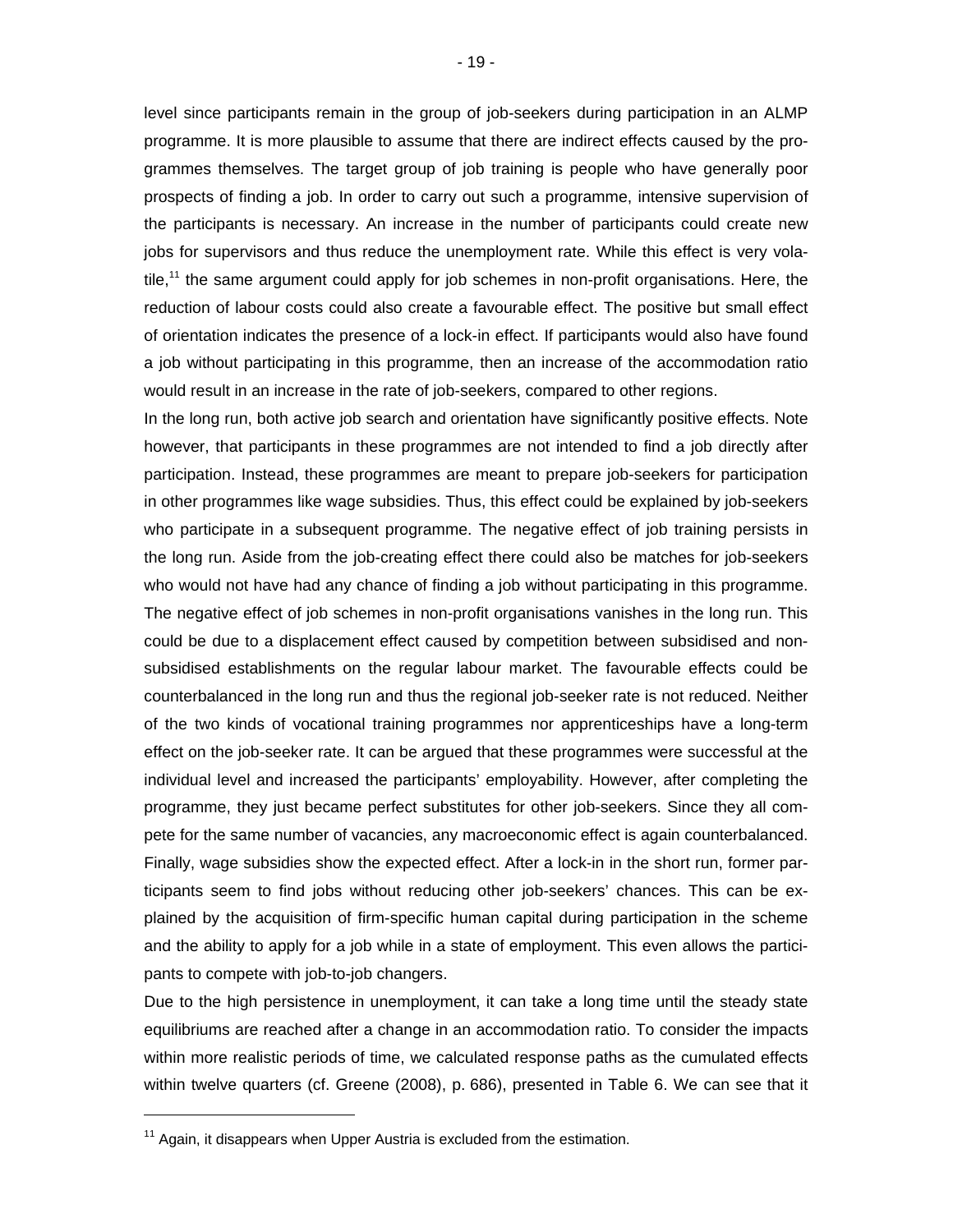level since participants remain in the group of job-seekers during participation in an ALMP programme. It is more plausible to assume that there are indirect effects caused by the programmes themselves. The target group of job training is people who have generally poor prospects of finding a job. In order to carry out such a programme, intensive supervision of the participants is necessary. An increase in the number of participants could create new jobs for supervisors and thus reduce the unemployment rate. While this effect is very volatile,[11] the same argument could apply for job schemes in non-profit organisations. Here, the reduction of labour costs could also create a favourable effect. The positive but small effect of orientation indicates the presence of a lock-in effect. If participants would also have found a job without participating in this programme, then an increase of the accommodation ratio would result in an increase in the rate of job-seekers, compared to other regions.

In the long run, both active job search and orientation have significantly positive effects. Note however, that participants in these programmes are not intended to find a job directly after participation. Instead, these programmes are meant to prepare job-seekers for participation in other programmes like wage subsidies. Thus, this effect could be explained by job-seekers who participate in a subsequent programme. The negative effect of job training persists in the long run. Aside from the job-creating effect there could also be matches for job-seekers who would not have had any chance of finding a job without participating in this programme. The negative effect of job schemes in non-profit organisations vanishes in the long run. This could be due to a displacement effect caused by competition between subsidised and non-subsidised establishments on the regular labour market. The favourable effects could be counterbalanced in the long run and thus the regional job-seeker rate is not reduced. Neither of the two kinds of vocational training programmes nor apprenticeships have a long-term effect on the job-seeker rate. It can be argued that these programmes were successful at the individual level and increased the participants' employability. However, after completing the programme, they just became perfect substitutes for other job-seekers. Since they all compete for the same number of vacancies, any macroeconomic effect is again counterbalanced. Finally, wage subsidies show the expected effect. After a lock-in in the short run, former participants seem to find jobs without reducing other job-seekers' chances. This can be explained by the acquisition of firm-specific human capital during participation in the scheme and the ability to apply for a job while in a state of employment. This even allows the participants to compete with job-to-job changers.

Due to the high persistence in unemployment, it can take a long time until the steady state equilibriums are reached after a change in an accommodation ratio. To consider the impacts within more realistic periods of time, we calculated response paths as the cumulated effects within twelve quarters (cf. Greene (2008), p. 686), presented in Table 6. We can see that it

[11] Again, it disappears when Upper Austria is excluded from the estimation.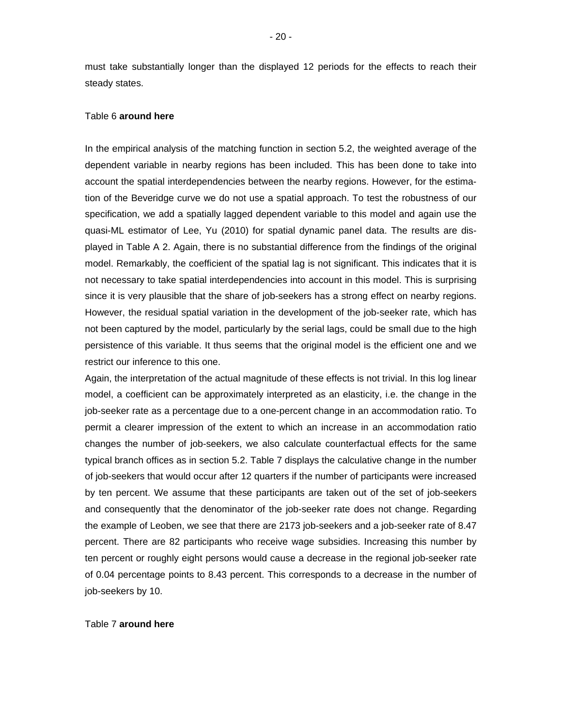must take substantially longer than the displayed 12 periods for the effects to reach their steady states.

Table 6 **around here**

In the empirical analysis of the matching function in section 5.2, the weighted average of the dependent variable in nearby regions has been included. This has been done to take into account the spatial interdependencies between the nearby regions. However, for the estimation of the Beveridge curve we do not use a spatial approach. To test the robustness of our specification, we add a spatially lagged dependent variable to this model and again use the quasi-ML estimator of Lee, Yu (2010) for spatial dynamic panel data. The results are displayed in Table A 2. Again, there is no substantial difference from the findings of the original model. Remarkably, the coefficient of the spatial lag is not significant. This indicates that it is not necessary to take spatial interdependencies into account in this model. This is surprising since it is very plausible that the share of job-seekers has a strong effect on nearby regions. However, the residual spatial variation in the development of the job-seeker rate, which has not been captured by the model, particularly by the serial lags, could be small due to the high persistence of this variable. It thus seems that the original model is the efficient one and we restrict our inference to this one.

Again, the interpretation of the actual magnitude of these effects is not trivial. In this log linear model, a coefficient can be approximately interpreted as an elasticity, i.e. the change in the job-seeker rate as a percentage due to a one-percent change in an accommodation ratio. To permit a clearer impression of the extent to which an increase in an accommodation ratio changes the number of job-seekers, we also calculate counterfactual effects for the same typical branch offices as in section 5.2. Table 7 displays the calculative change in the number of job-seekers that would occur after 12 quarters if the number of participants were increased by ten percent. We assume that these participants are taken out of the set of job-seekers and consequently that the denominator of the job-seeker rate does not change. Regarding the example of Leoben, we see that there are 2173 job-seekers and a job-seeker rate of 8.47 percent. There are 82 participants who receive wage subsidies. Increasing this number by ten percent or roughly eight persons would cause a decrease in the regional job-seeker rate of 0.04 percentage points to 8.43 percent. This corresponds to a decrease in the number of job-seekers by 10.

Table 7 **around here**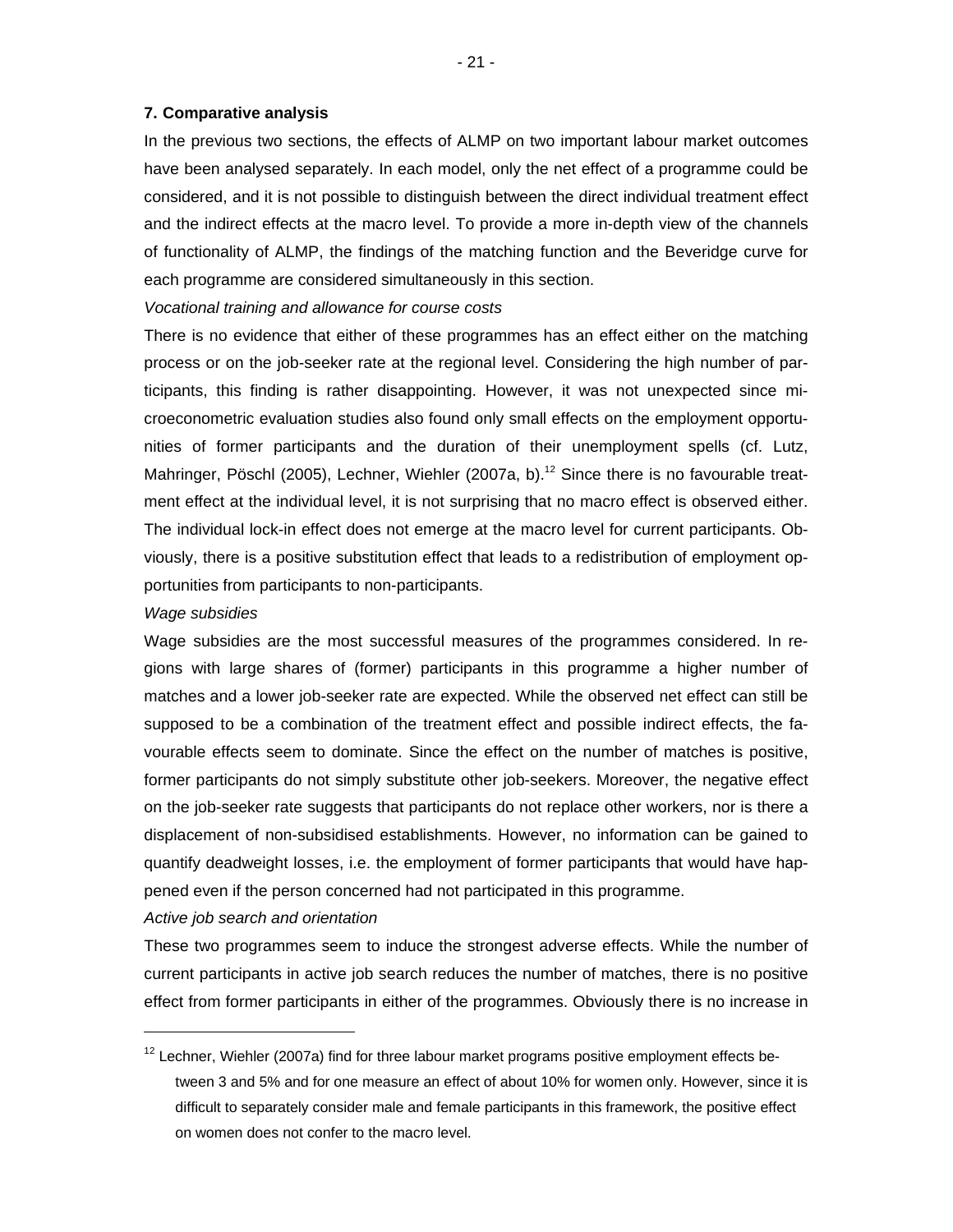## 7. Comparative analysis

In the previous two sections, the effects of ALMP on two important labour market outcomes have been analysed separately. In each model, only the net effect of a programme could be considered, and it is not possible to distinguish between the direct individual treatment effect and the indirect effects at the macro level. To provide a more in-depth view of the channels of functionality of ALMP, the findings of the matching function and the Beveridge curve for each programme are considered simultaneously in this section.

*Vocational training and allowance for course costs*

There is no evidence that either of these programmes has an effect either on the matching process or on the job-seeker rate at the regional level. Considering the high number of participants, this finding is rather disappointing. However, it was not unexpected since microeconometric evaluation studies also found only small effects on the employment opportunities of former participants and the duration of their unemployment spells (cf. Lutz, Mahringer, Pöschl (2005), Lechner, Wiehler (2007a, b).[12] Since there is no favourable treatment effect at the individual level, it is not surprising that no macro effect is observed either. The individual lock-in effect does not emerge at the macro level for current participants. Obviously, there is a positive substitution effect that leads to a redistribution of employment opportunities from participants to non-participants.

*Wage subsidies*

Wage subsidies are the most successful measures of the programmes considered. In regions with large shares of (former) participants in this programme a higher number of matches and a lower job-seeker rate are expected. While the observed net effect can still be supposed to be a combination of the treatment effect and possible indirect effects, the favourable effects seem to dominate. Since the effect on the number of matches is positive, former participants do not simply substitute other job-seekers. Moreover, the negative effect on the job-seeker rate suggests that participants do not replace other workers, nor is there a displacement of non-subsidised establishments. However, no information can be gained to quantify deadweight losses, i.e. the employment of former participants that would have happened even if the person concerned had not participated in this programme.

*Active job search and orientation*

These two programmes seem to induce the strongest adverse effects. While the number of current participants in active job search reduces the number of matches, there is no positive effect from former participants in either of the programmes. Obviously there is no increase in

[12] Lechner, Wiehler (2007a) find for three labour market programs positive employment effects between 3 and 5% and for one measure an effect of about 10% for women only. However, since it is difficult to separately consider male and female participants in this framework, the positive effect on women does not confer to the macro level.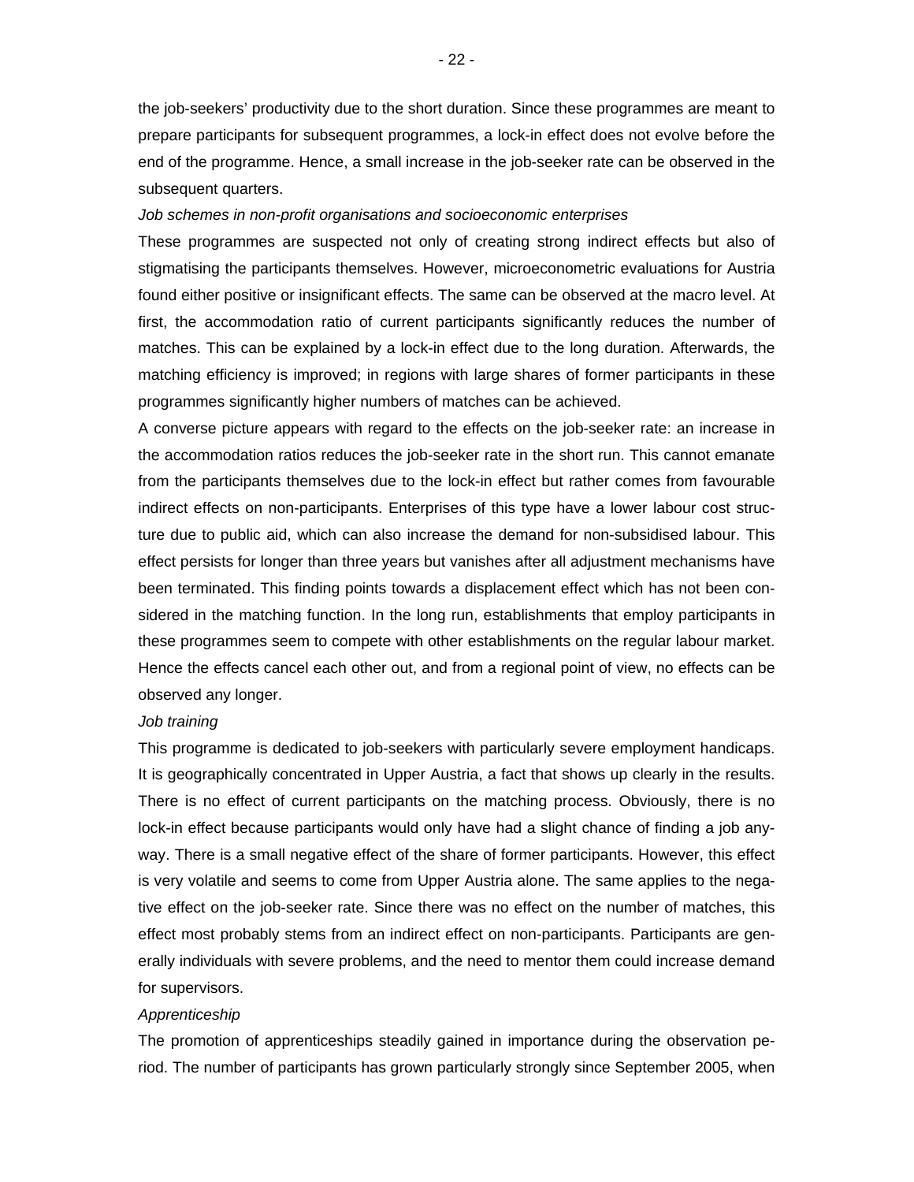the job-seekers' productivity due to the short duration. Since these programmes are meant to prepare participants for subsequent programmes, a lock-in effect does not evolve before the end of the programme. Hence, a small increase in the job-seeker rate can be observed in the subsequent quarters.

*Job schemes in non-profit organisations and socioeconomic enterprises*

These programmes are suspected not only of creating strong indirect effects but also of stigmatising the participants themselves. However, microeconometric evaluations for Austria found either positive or insignificant effects. The same can be observed at the macro level. At first, the accommodation ratio of current participants significantly reduces the number of matches. This can be explained by a lock-in effect due to the long duration. Afterwards, the matching efficiency is improved; in regions with large shares of former participants in these programmes significantly higher numbers of matches can be achieved.

A converse picture appears with regard to the effects on the job-seeker rate: an increase in the accommodation ratios reduces the job-seeker rate in the short run. This cannot emanate from the participants themselves due to the lock-in effect but rather comes from favourable indirect effects on non-participants. Enterprises of this type have a lower labour cost structure due to public aid, which can also increase the demand for non-subsidised labour. This effect persists for longer than three years but vanishes after all adjustment mechanisms have been terminated. This finding points towards a displacement effect which has not been considered in the matching function. In the long run, establishments that employ participants in these programmes seem to compete with other establishments on the regular labour market. Hence the effects cancel each other out, and from a regional point of view, no effects can be observed any longer.

*Job training*

This programme is dedicated to job-seekers with particularly severe employment handicaps. It is geographically concentrated in Upper Austria, a fact that shows up clearly in the results. There is no effect of current participants on the matching process. Obviously, there is no lock-in effect because participants would only have had a slight chance of finding a job anyway. There is a small negative effect of the share of former participants. However, this effect is very volatile and seems to come from Upper Austria alone. The same applies to the negative effect on the job-seeker rate. Since there was no effect on the number of matches, this effect most probably stems from an indirect effect on non-participants. Participants are generally individuals with severe problems, and the need to mentor them could increase demand for supervisors.

*Apprenticeship*

The promotion of apprenticeships steadily gained in importance during the observation period. The number of participants has grown particularly strongly since September 2005, when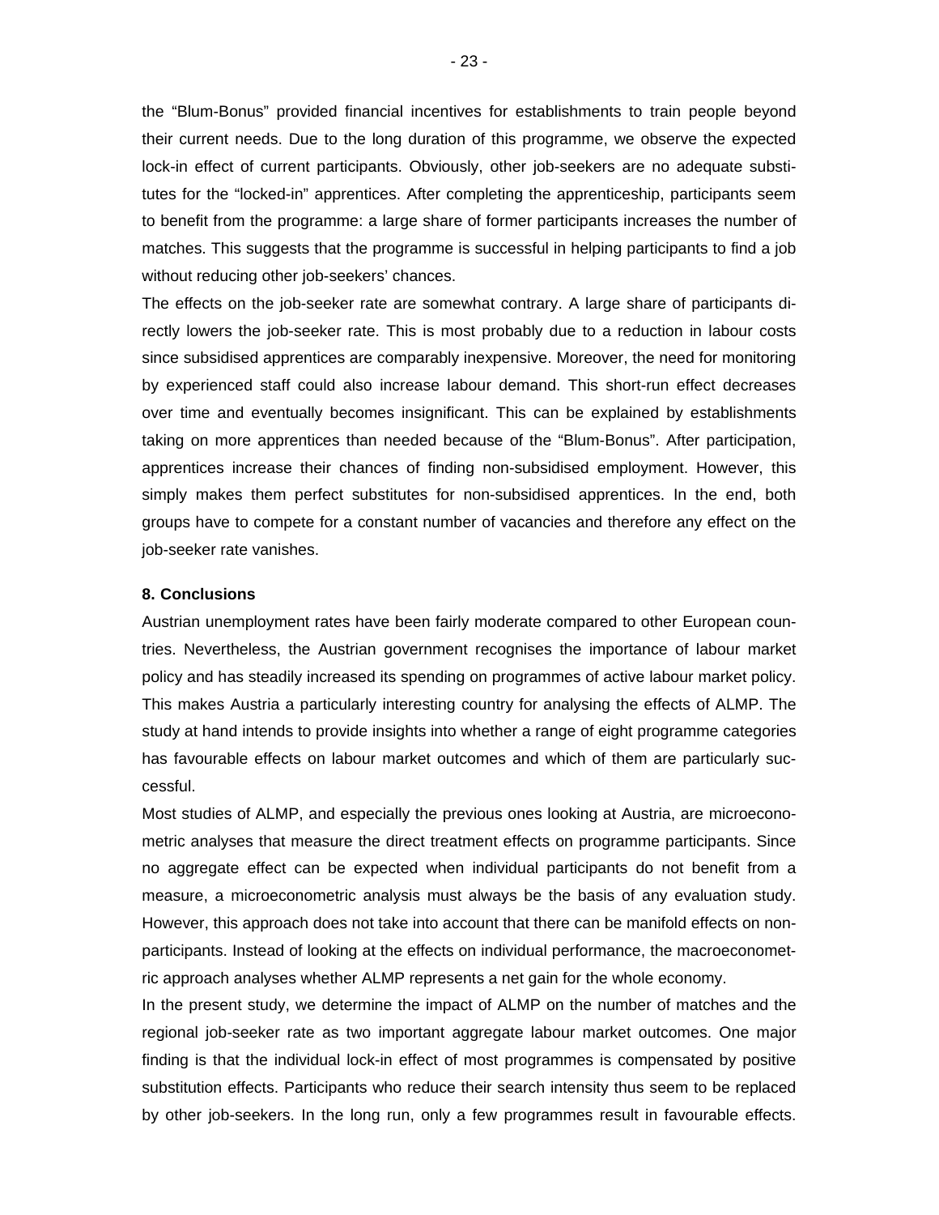the “Blum-Bonus” provided financial incentives for establishments to train people beyond their current needs. Due to the long duration of this programme, we observe the expected lock-in effect of current participants. Obviously, other job-seekers are no adequate substitutes for the “locked-in” apprentices. After completing the apprenticeship, participants seem to benefit from the programme: a large share of former participants increases the number of matches. This suggests that the programme is successful in helping participants to find a job without reducing other job-seekers’ chances.

The effects on the job-seeker rate are somewhat contrary. A large share of participants directly lowers the job-seeker rate. This is most probably due to a reduction in labour costs since subsidised apprentices are comparably inexpensive. Moreover, the need for monitoring by experienced staff could also increase labour demand. This short-run effect decreases over time and eventually becomes insignificant. This can be explained by establishments taking on more apprentices than needed because of the “Blum-Bonus”. After participation, apprentices increase their chances of finding non-subsidised employment. However, this simply makes them perfect substitutes for non-subsidised apprentices. In the end, both groups have to compete for a constant number of vacancies and therefore any effect on the job-seeker rate vanishes.

## 8. Conclusions

Austrian unemployment rates have been fairly moderate compared to other European countries. Nevertheless, the Austrian government recognises the importance of labour market policy and has steadily increased its spending on programmes of active labour market policy. This makes Austria a particularly interesting country for analysing the effects of ALMP. The study at hand intends to provide insights into whether a range of eight programme categories has favourable effects on labour market outcomes and which of them are particularly successful.

Most studies of ALMP, and especially the previous ones looking at Austria, are microeconometric analyses that measure the direct treatment effects on programme participants. Since no aggregate effect can be expected when individual participants do not benefit from a measure, a microeconometric analysis must always be the basis of any evaluation study. However, this approach does not take into account that there can be manifold effects on non-participants. Instead of looking at the effects on individual performance, the macroeconometric approach analyses whether ALMP represents a net gain for the whole economy.

In the present study, we determine the impact of ALMP on the number of matches and the regional job-seeker rate as two important aggregate labour market outcomes. One major finding is that the individual lock-in effect of most programmes is compensated by positive substitution effects. Participants who reduce their search intensity thus seem to be replaced by other job-seekers. In the long run, only a few programmes result in favourable effects.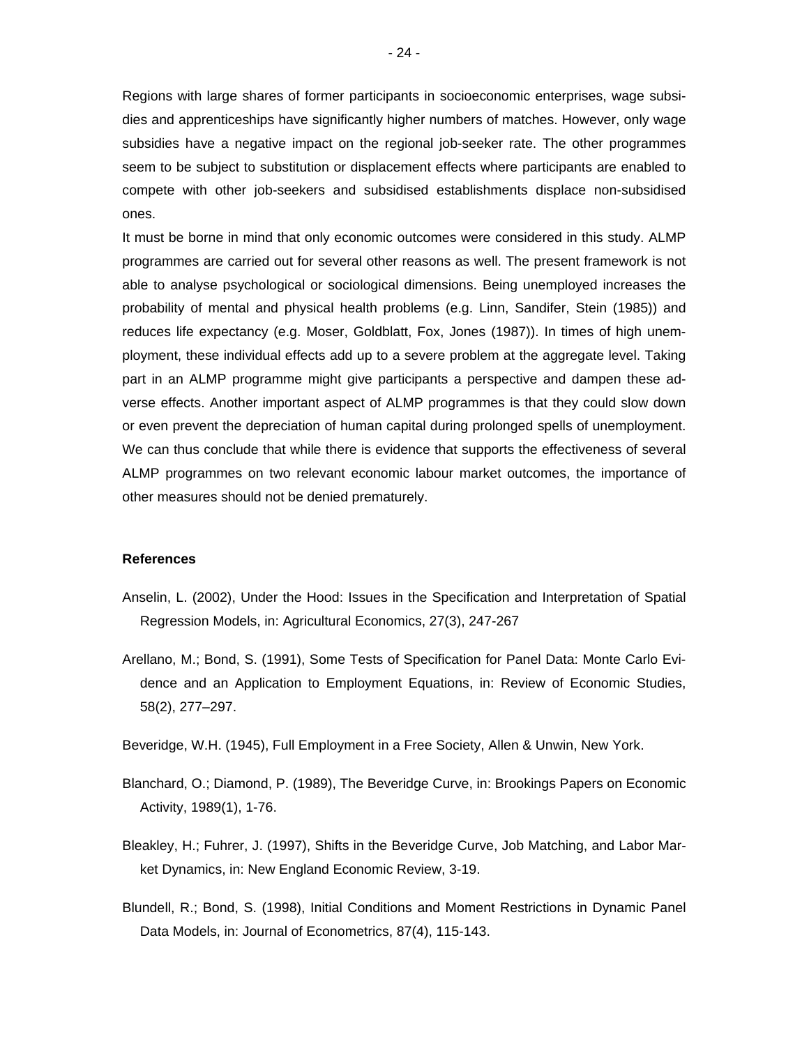Regions with large shares of former participants in socioeconomic enterprises, wage subsidies and apprenticeships have significantly higher numbers of matches. However, only wage subsidies have a negative impact on the regional job-seeker rate. The other programmes seem to be subject to substitution or displacement effects where participants are enabled to compete with other job-seekers and subsidised establishments displace non-subsidised ones.

It must be borne in mind that only economic outcomes were considered in this study. ALMP programmes are carried out for several other reasons as well. The present framework is not able to analyse psychological or sociological dimensions. Being unemployed increases the probability of mental and physical health problems (e.g. Linn, Sandifer, Stein (1985)) and reduces life expectancy (e.g. Moser, Goldblatt, Fox, Jones (1987)). In times of high unemployment, these individual effects add up to a severe problem at the aggregate level. Taking part in an ALMP programme might give participants a perspective and dampen these adverse effects. Another important aspect of ALMP programmes is that they could slow down or even prevent the depreciation of human capital during prolonged spells of unemployment. We can thus conclude that while there is evidence that supports the effectiveness of several ALMP programmes on two relevant economic labour market outcomes, the importance of other measures should not be denied prematurely.

**References**

Anselin, L. (2002), Under the Hood: Issues in the Specification and Interpretation of Spatial Regression Models, in: Agricultural Economics, 27(3), 247-267

Arellano, M.; Bond, S. (1991), Some Tests of Specification for Panel Data: Monte Carlo Evidence and an Application to Employment Equations, in: Review of Economic Studies, 58(2), 277–297.

Beveridge, W.H. (1945), Full Employment in a Free Society, Allen & Unwin, New York.

Blanchard, O.; Diamond, P. (1989), The Beveridge Curve, in: Brookings Papers on Economic Activity, 1989(1), 1-76.

Bleakley, H.; Fuhrer, J. (1997), Shifts in the Beveridge Curve, Job Matching, and Labor Market Dynamics, in: New England Economic Review, 3-19.

Blundell, R.; Bond, S. (1998), Initial Conditions and Moment Restrictions in Dynamic Panel Data Models, in: Journal of Econometrics, 87(4), 115-143.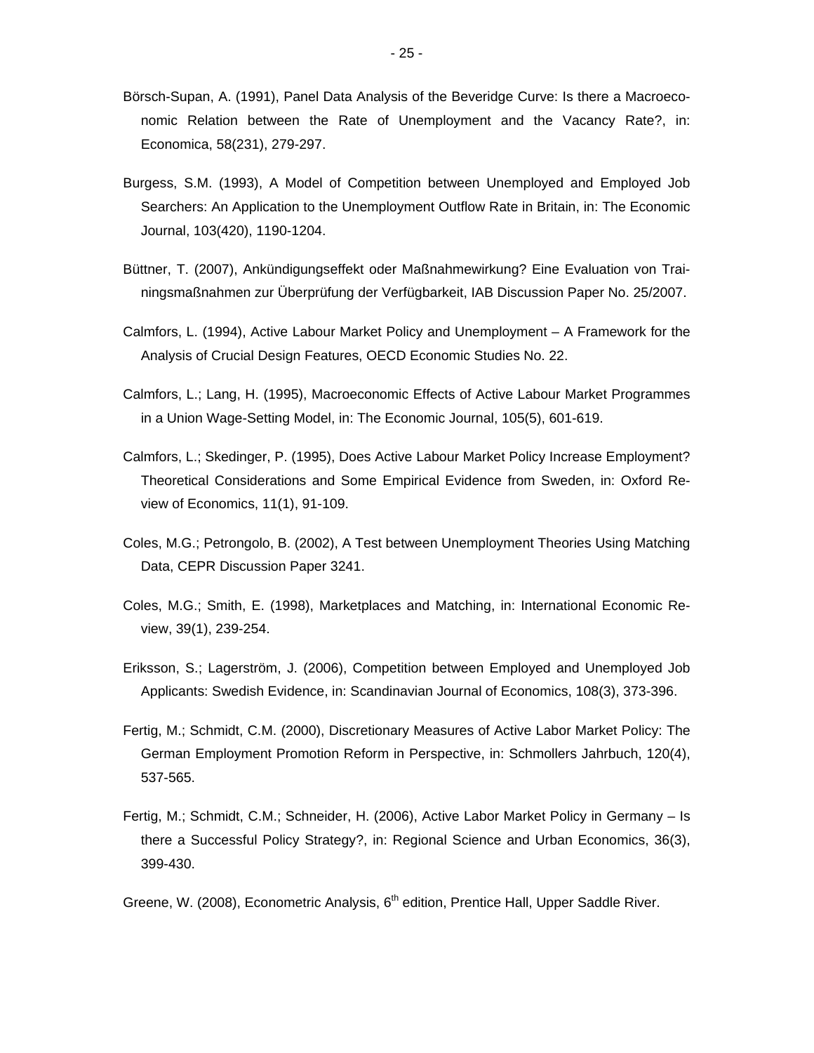Börsch-Supan, A. (1991), Panel Data Analysis of the Beveridge Curve: Is there a Macroeconomic Relation between the Rate of Unemployment and the Vacancy Rate?, in: Economica, 58(231), 279-297.

Burgess, S.M. (1993), A Model of Competition between Unemployed and Employed Job Searchers: An Application to the Unemployment Outflow Rate in Britain, in: The Economic Journal, 103(420), 1190-1204.

Büttner, T. (2007), Ankündigungseffekt oder Maßnahmewirkung? Eine Evaluation von Trainingsmaßnahmen zur Überprüfung der Verfügbarkeit, IAB Discussion Paper No. 25/2007.

Calmfors, L. (1994), Active Labour Market Policy and Unemployment – A Framework for the Analysis of Crucial Design Features, OECD Economic Studies No. 22.

Calmfors, L.; Lang, H. (1995), Macroeconomic Effects of Active Labour Market Programmes in a Union Wage-Setting Model, in: The Economic Journal, 105(5), 601-619.

Calmfors, L.; Skedinger, P. (1995), Does Active Labour Market Policy Increase Employment? Theoretical Considerations and Some Empirical Evidence from Sweden, in: Oxford Review of Economics, 11(1), 91-109.

Coles, M.G.; Petrongolo, B. (2002), A Test between Unemployment Theories Using Matching Data, CEPR Discussion Paper 3241.

Coles, M.G.; Smith, E. (1998), Marketplaces and Matching, in: International Economic Review, 39(1), 239-254.

Eriksson, S.; Lagerström, J. (2006), Competition between Employed and Unemployed Job Applicants: Swedish Evidence, in: Scandinavian Journal of Economics, 108(3), 373-396.

Fertig, M.; Schmidt, C.M. (2000), Discretionary Measures of Active Labor Market Policy: The German Employment Promotion Reform in Perspective, in: Schmollers Jahrbuch, 120(4), 537-565.

Fertig, M.; Schmidt, C.M.; Schneider, H. (2006), Active Labor Market Policy in Germany – Is there a Successful Policy Strategy?, in: Regional Science and Urban Economics, 36(3), 399-430.

Greene, W. (2008), Econometric Analysis, 6th edition, Prentice Hall, Upper Saddle River.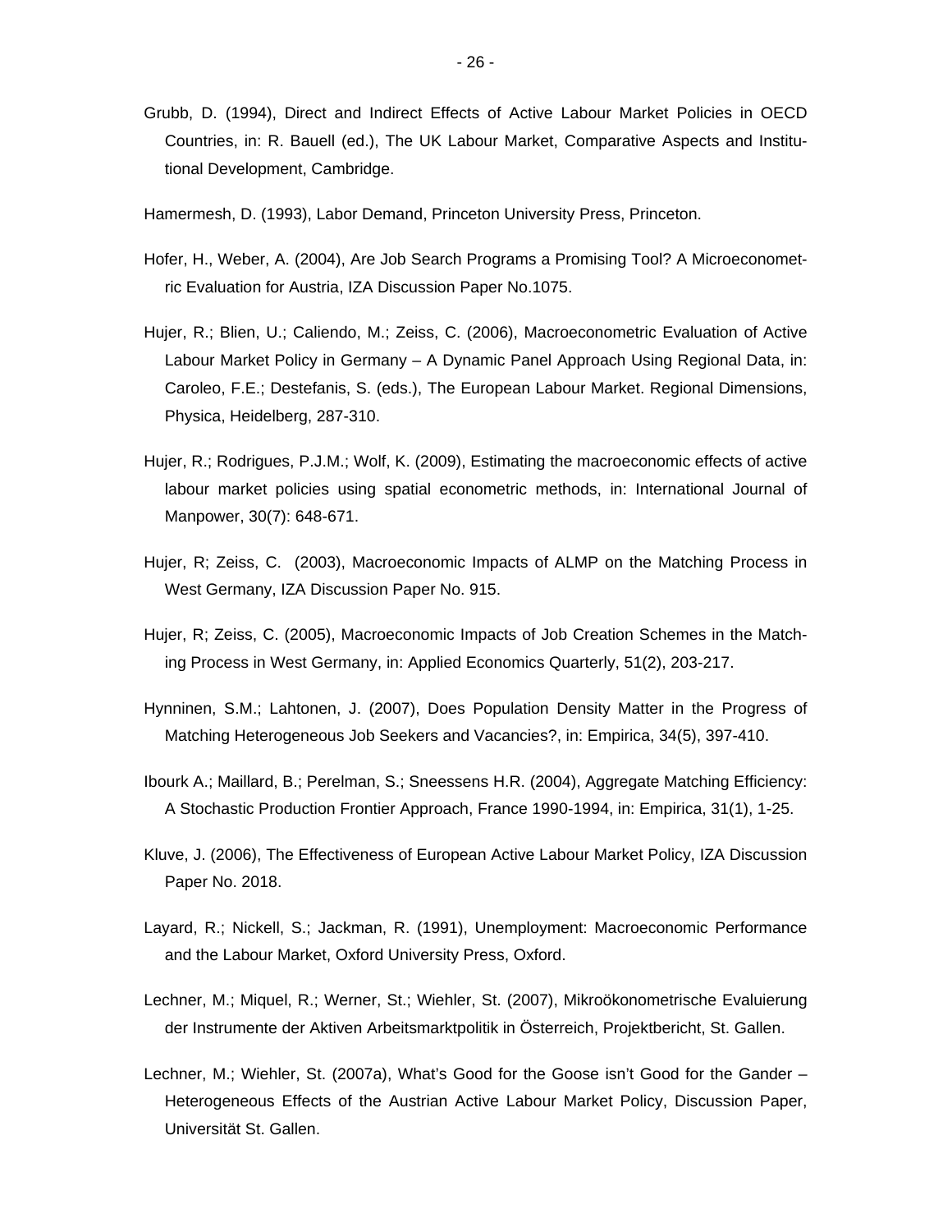Grubb, D. (1994), Direct and Indirect Effects of Active Labour Market Policies in OECD Countries, in: R. Bauell (ed.), The UK Labour Market, Comparative Aspects and Institutional Development, Cambridge.

Hamermesh, D. (1993), Labor Demand, Princeton University Press, Princeton.

Hofer, H., Weber, A. (2004), Are Job Search Programs a Promising Tool? A Microeconometric Evaluation for Austria, IZA Discussion Paper No.1075.

Hujer, R.; Blien, U.; Caliendo, M.; Zeiss, C. (2006), Macroeconometric Evaluation of Active Labour Market Policy in Germany – A Dynamic Panel Approach Using Regional Data, in: Caroleo, F.E.; Destefanis, S. (eds.), The European Labour Market. Regional Dimensions, Physica, Heidelberg, 287-310.

Hujer, R.; Rodrigues, P.J.M.; Wolf, K. (2009), Estimating the macroeconomic effects of active labour market policies using spatial econometric methods, in: International Journal of Manpower, 30(7): 648-671.

Hujer, R; Zeiss, C. (2003), Macroeconomic Impacts of ALMP on the Matching Process in West Germany, IZA Discussion Paper No. 915.

Hujer, R; Zeiss, C. (2005), Macroeconomic Impacts of Job Creation Schemes in the Matching Process in West Germany, in: Applied Economics Quarterly, 51(2), 203-217.

Hynninen, S.M.; Lahtonen, J. (2007), Does Population Density Matter in the Progress of Matching Heterogeneous Job Seekers and Vacancies?, in: Empirica, 34(5), 397-410.

Ibourk A.; Maillard, B.; Perelman, S.; Sneessens H.R. (2004), Aggregate Matching Efficiency: A Stochastic Production Frontier Approach, France 1990-1994, in: Empirica, 31(1), 1-25.

Kluve, J. (2006), The Effectiveness of European Active Labour Market Policy, IZA Discussion Paper No. 2018.

Layard, R.; Nickell, S.; Jackman, R. (1991), Unemployment: Macroeconomic Performance and the Labour Market, Oxford University Press, Oxford.

Lechner, M.; Miquel, R.; Werner, St.; Wiehler, St. (2007), Mikroökonometrische Evaluierung der Instrumente der Aktiven Arbeitsmarktpolitik in Österreich, Projektbericht, St. Gallen.

Lechner, M.; Wiehler, St. (2007a), What's Good for the Goose isn't Good for the Gander – Heterogeneous Effects of the Austrian Active Labour Market Policy, Discussion Paper, Universität St. Gallen.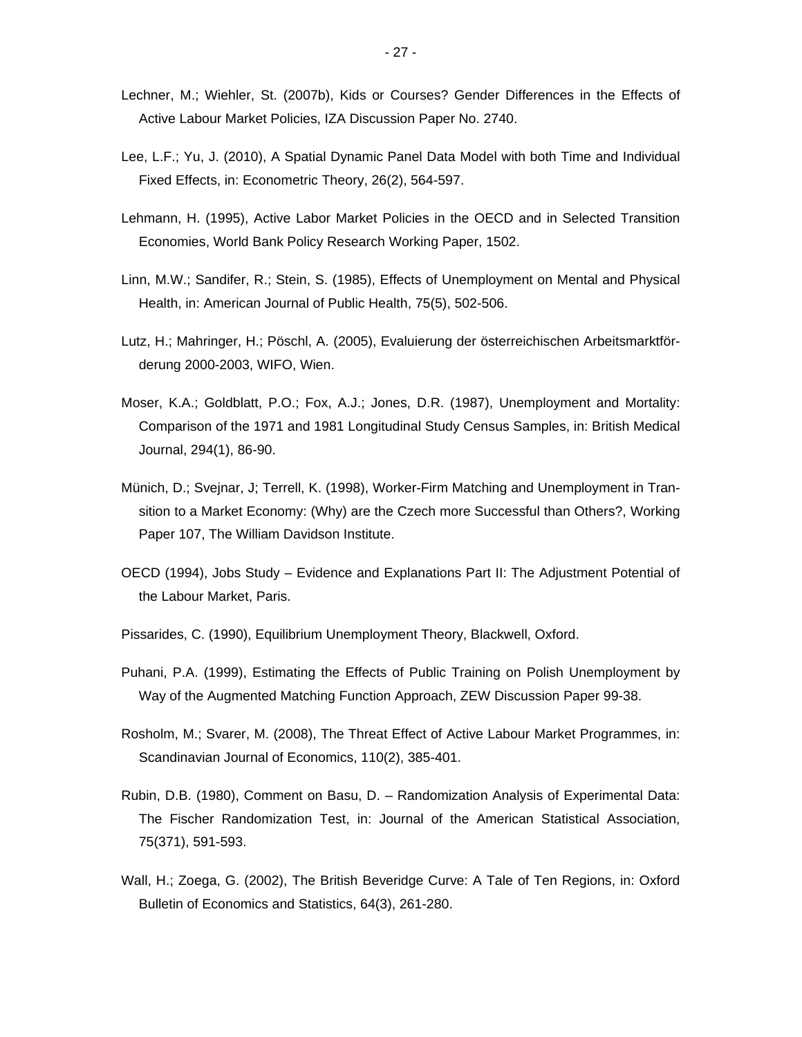Lechner, M.; Wiehler, St. (2007b), Kids or Courses? Gender Differences in the Effects of Active Labour Market Policies, IZA Discussion Paper No. 2740.

Lee, L.F.; Yu, J. (2010), A Spatial Dynamic Panel Data Model with both Time and Individual Fixed Effects, in: Econometric Theory, 26(2), 564-597.

Lehmann, H. (1995), Active Labor Market Policies in the OECD and in Selected Transition Economies, World Bank Policy Research Working Paper, 1502.

Linn, M.W.; Sandifer, R.; Stein, S. (1985), Effects of Unemployment on Mental and Physical Health, in: American Journal of Public Health, 75(5), 502-506.

Lutz, H.; Mahringer, H.; Pöschl, A. (2005), Evaluierung der österreichischen Arbeitsmarktförderung 2000-2003, WIFO, Wien.

Moser, K.A.; Goldblatt, P.O.; Fox, A.J.; Jones, D.R. (1987), Unemployment and Mortality: Comparison of the 1971 and 1981 Longitudinal Study Census Samples, in: British Medical Journal, 294(1), 86-90.

Münich, D.; Svejnar, J; Terrell, K. (1998), Worker-Firm Matching and Unemployment in Transition to a Market Economy: (Why) are the Czech more Successful than Others?, Working Paper 107, The William Davidson Institute.

OECD (1994), Jobs Study – Evidence and Explanations Part II: The Adjustment Potential of the Labour Market, Paris.

Pissarides, C. (1990), Equilibrium Unemployment Theory, Blackwell, Oxford.

Puhani, P.A. (1999), Estimating the Effects of Public Training on Polish Unemployment by Way of the Augmented Matching Function Approach, ZEW Discussion Paper 99-38.

Rosholm, M.; Svarer, M. (2008), The Threat Effect of Active Labour Market Programmes, in: Scandinavian Journal of Economics, 110(2), 385-401.

Rubin, D.B. (1980), Comment on Basu, D. – Randomization Analysis of Experimental Data: The Fischer Randomization Test, in: Journal of the American Statistical Association, 75(371), 591-593.

Wall, H.; Zoega, G. (2002), The British Beveridge Curve: A Tale of Ten Regions, in: Oxford Bulletin of Economics and Statistics, 64(3), 261-280.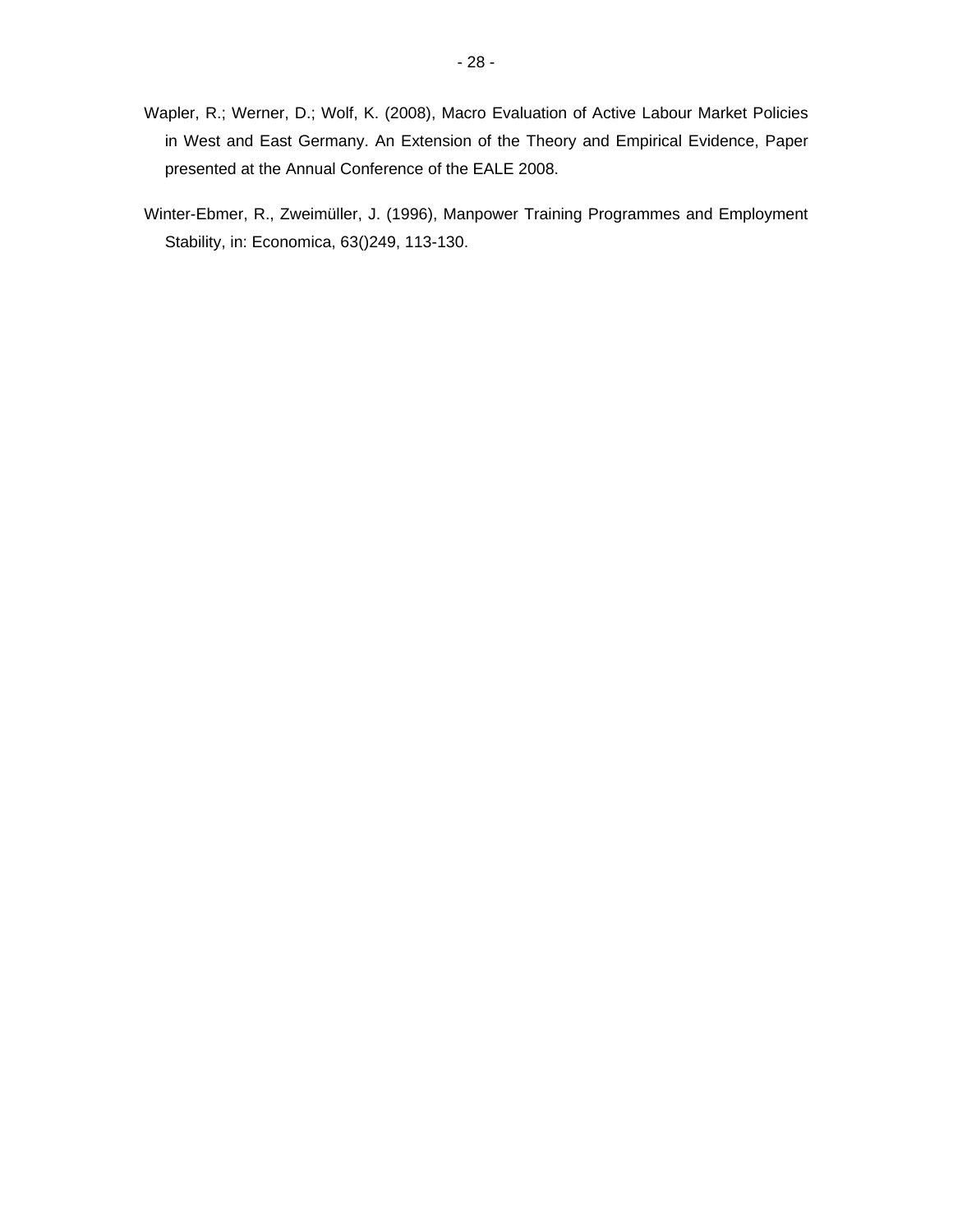Wapler, R.; Werner, D.; Wolf, K. (2008), Macro Evaluation of Active Labour Market Policies in West and East Germany. An Extension of the Theory and Empirical Evidence, Paper presented at the Annual Conference of the EALE 2008.

Winter-Ebmer, R., Zweimüller, J. (1996), Manpower Training Programmes and Employment Stability, in: Economica, 63()249, 113-130.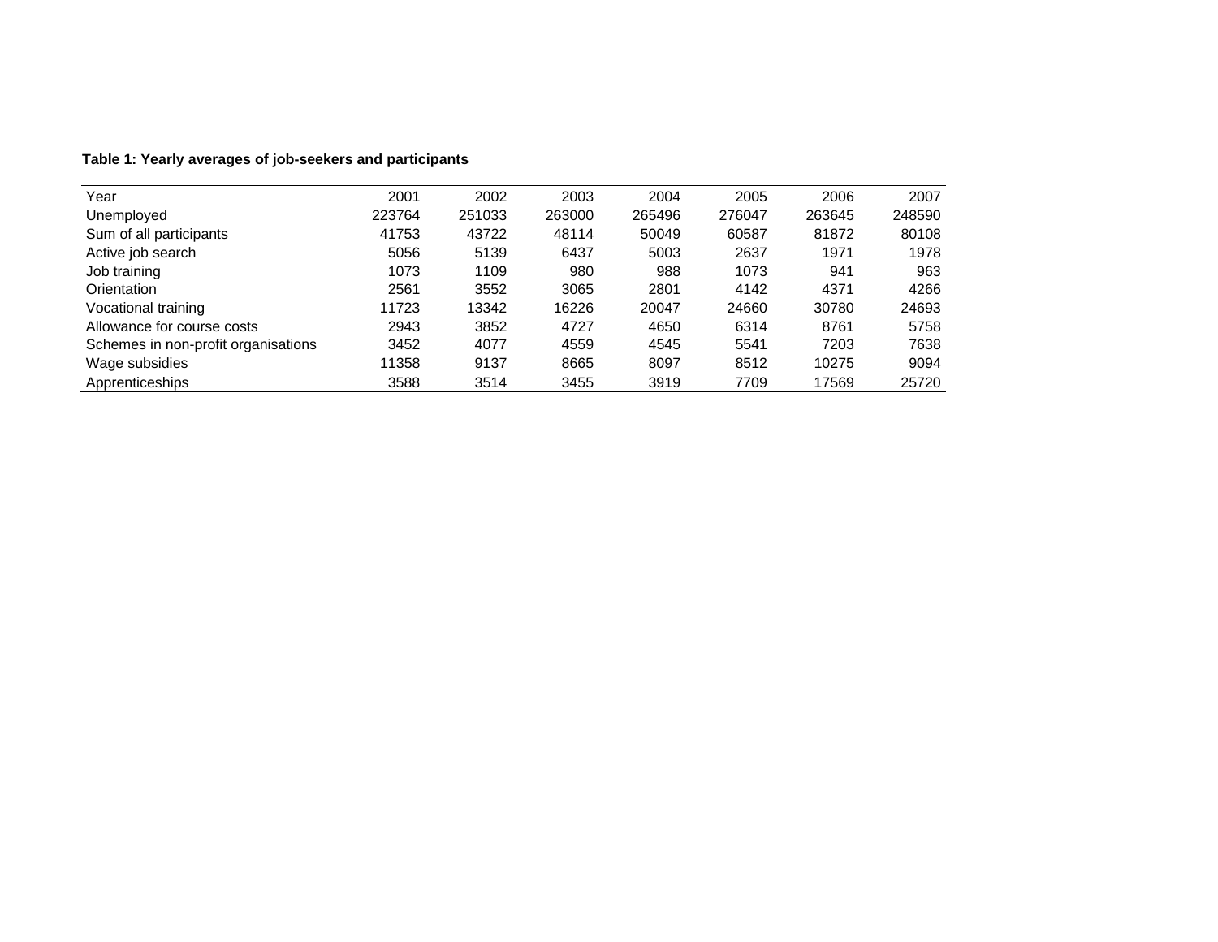**Table 1: Yearly averages of job-seekers and participants**

| Year | 2001 | 2002 | 2003 | 2004 | 2005 | 2006 | 2007 |
|---|---|---|---|---|---|---|---|
| Unemployed | 223764 | 251033 | 263000 | 265496 | 276047 | 263645 | 248590 |
| Sum of all participants | 41753 | 43722 | 48114 | 50049 | 60587 | 81872 | 80108 |
| Active job search | 5056 | 5139 | 6437 | 5003 | 2637 | 1971 | 1978 |
| Job training | 1073 | 1109 | 980 | 988 | 1073 | 941 | 963 |
| Orientation | 2561 | 3552 | 3065 | 2801 | 4142 | 4371 | 4266 |
| Vocational training | 11723 | 13342 | 16226 | 20047 | 24660 | 30780 | 24693 |
| Allowance for course costs | 2943 | 3852 | 4727 | 4650 | 6314 | 8761 | 5758 |
| Schemes in non-profit organisations | 3452 | 4077 | 4559 | 4545 | 5541 | 7203 | 7638 |
| Wage subsidies | 11358 | 9137 | 8665 | 8097 | 8512 | 10275 | 9094 |
| Apprenticeships | 3588 | 3514 | 3455 | 3919 | 7709 | 17569 | 25720 |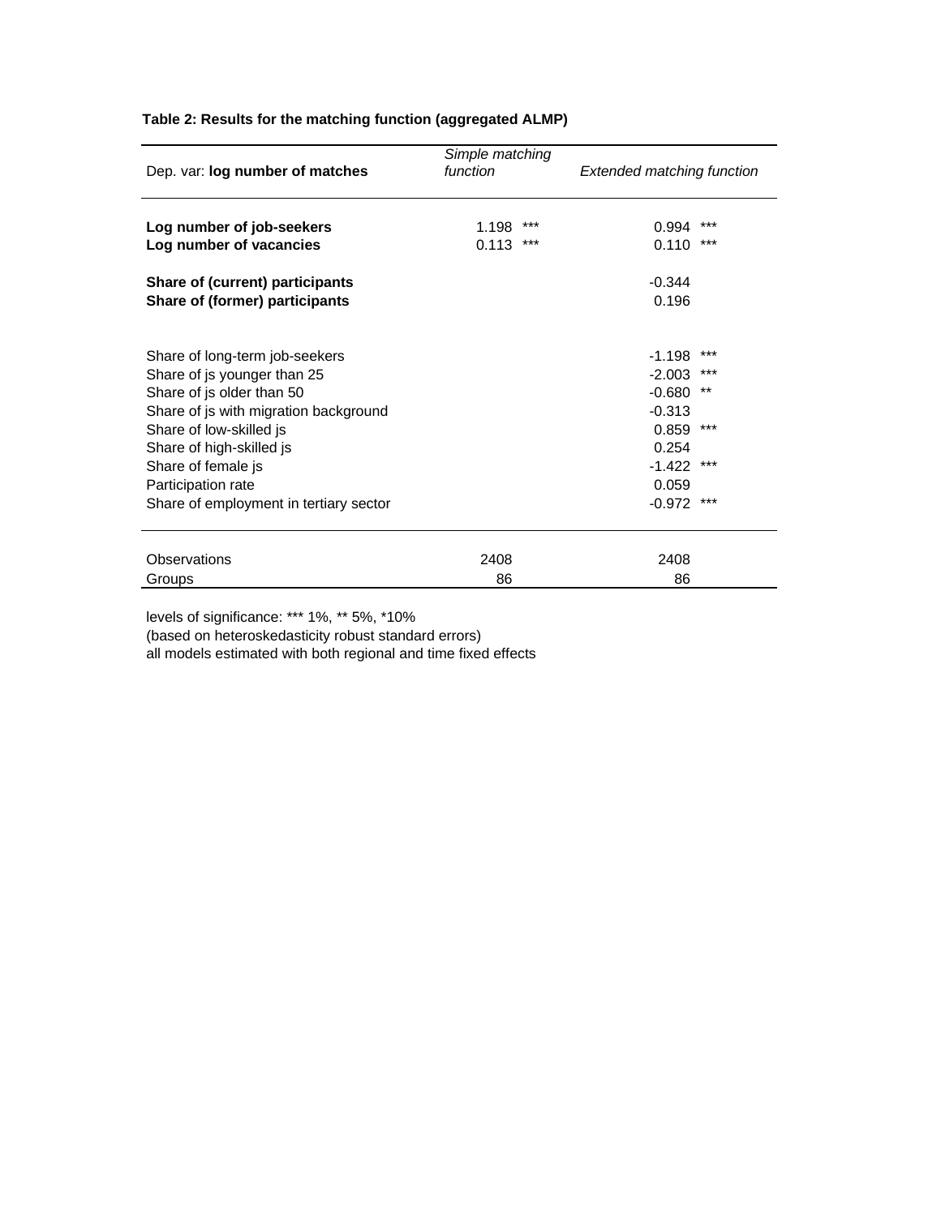**Table 2: Results for the matching function (aggregated ALMP)**

| Dep. var: **log number of matches** | *Simple matching function* | *Extended matching function* |
|---|---|---|
| **Log number of job-seekers** | 1.198 *** | 0.994 *** |
| **Log number of vacancies** | 0.113 *** | 0.110 *** |
| **Share of (current) participants** | | -0.344 |
| **Share of (former) participants** | | 0.196 |
| Share of long-term job-seekers | | -1.198 *** |
| Share of js younger than 25 | | -2.003 *** |
| Share of js older than 50 | | -0.680 ** |
| Share of js with migration background | | -0.313 |
| Share of low-skilled js | | 0.859 *** |
| Share of high-skilled js | | 0.254 |
| Share of female js | | -1.422 *** |
| Participation rate | | 0.059 |
| Share of employment in tertiary sector | | -0.972 *** |
| Observations | 2408 | 2408 |
| Groups | 86 | 86 |

levels of significance: *** 1%, ** 5%, *10%
(based on heteroskedasticity robust standard errors)
all models estimated with both regional and time fixed effects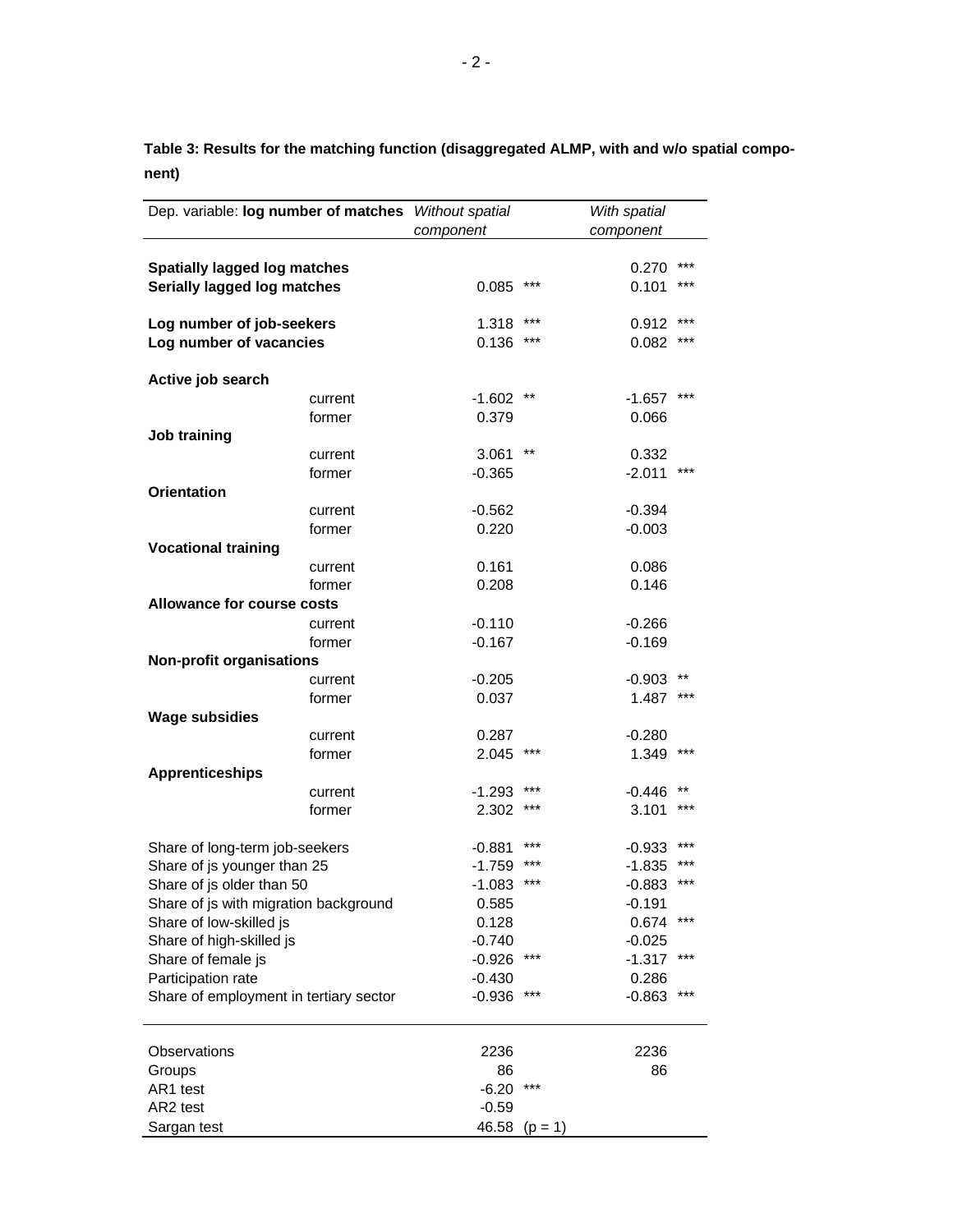**Table 3: Results for the matching function (disaggregated ALMP, with and w/o spatial component)**

| Dep. variable: **log number of matches** | | *Without spatial component* | | *With spatial component* | |
|---|---|---|---|---|---|
| **Spatially lagged log matches** | | | | 0.270 | *** |
| **Serially lagged log matches** | | 0.085 | *** | 0.101 | *** |
| **Log number of job-seekers** | | 1.318 | *** | 0.912 | *** |
| **Log number of vacancies** | | 0.136 | *** | 0.082 | *** |
| **Active job search** | | | | | |
| | current | -1.602 | ** | -1.657 | *** |
| | former | 0.379 | | 0.066 | |
| **Job training** | | | | | |
| | current | 3.061 | ** | 0.332 | |
| | former | -0.365 | | -2.011 | *** |
| **Orientation** | | | | | |
| | current | -0.562 | | -0.394 | |
| | former | 0.220 | | -0.003 | |
| **Vocational training** | | | | | |
| | current | 0.161 | | 0.086 | |
| | former | 0.208 | | 0.146 | |
| **Allowance for course costs** | | | | | |
| | current | -0.110 | | -0.266 | |
| | former | -0.167 | | -0.169 | |
| **Non-profit organisations** | | | | | |
| | current | -0.205 | | -0.903 | ** |
| | former | 0.037 | | 1.487 | *** |
| **Wage subsidies** | | | | | |
| | current | 0.287 | | -0.280 | |
| | former | 2.045 | *** | 1.349 | *** |
| **Apprenticeships** | | | | | |
| | current | -1.293 | *** | -0.446 | ** |
| | former | 2.302 | *** | 3.101 | *** |
| Share of long-term job-seekers | | -0.881 | *** | -0.933 | *** |
| Share of js younger than 25 | | -1.759 | *** | -1.835 | *** |
| Share of js older than 50 | | -1.083 | *** | -0.883 | *** |
| Share of js with migration background | | 0.585 | | -0.191 | |
| Share of low-skilled js | | 0.128 | | 0.674 | *** |
| Share of high-skilled js | | -0.740 | | -0.025 | |
| Share of female js | | -0.926 | *** | -1.317 | *** |
| Participation rate | | -0.430 | | 0.286 | |
| Share of employment in tertiary sector | | -0.936 | *** | -0.863 | *** |
| Observations | | 2236 | | 2236 | |
| Groups | | 86 | | 86 | |
| AR1 test | | -6.20 | *** | | |
| AR2 test | | -0.59 | | | |
| Sargan test | | 46.58 | (p = 1) | | |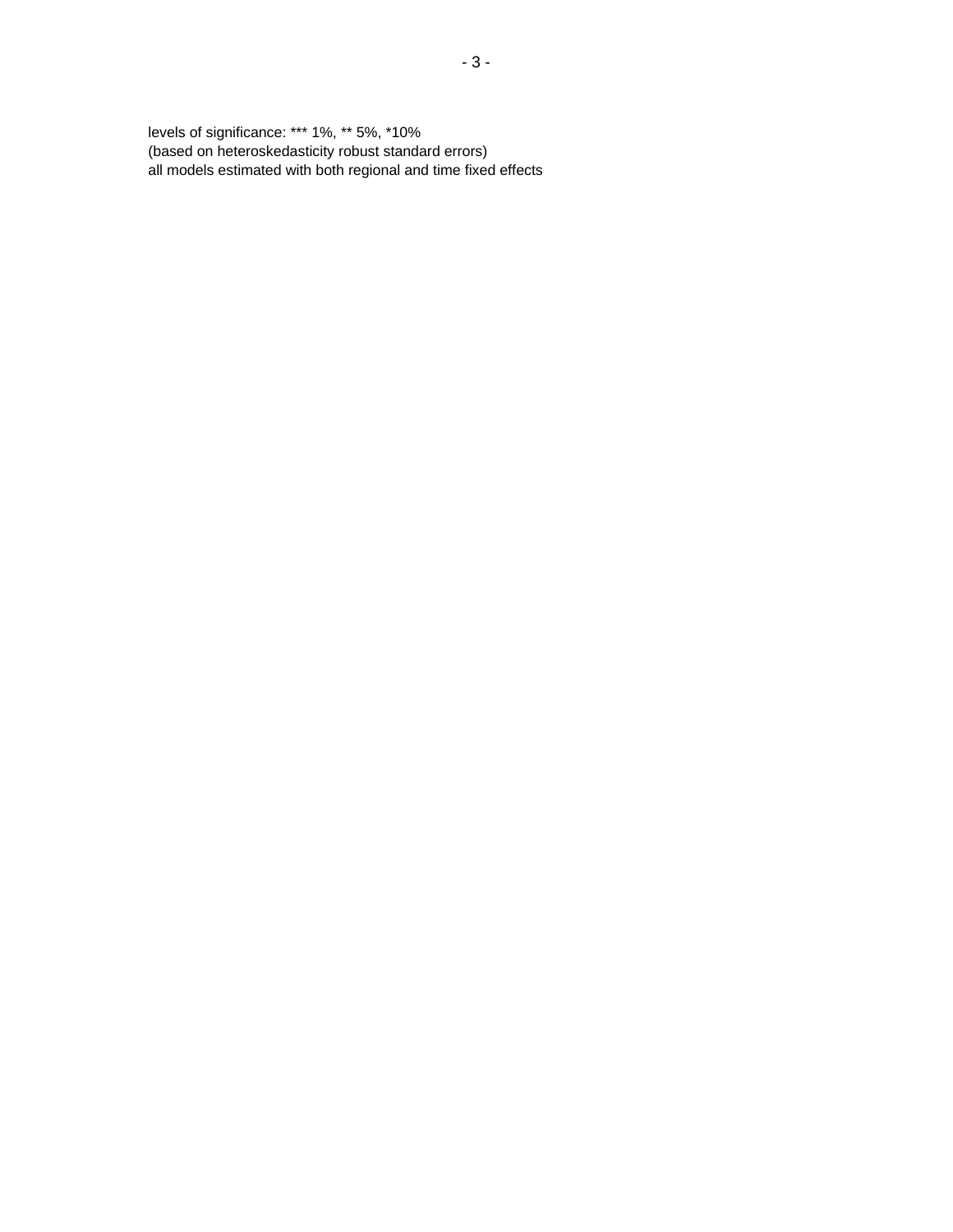levels of significance: *** 1%, ** 5%, *10%
(based on heteroskedasticity robust standard errors)
all models estimated with both regional and time fixed effects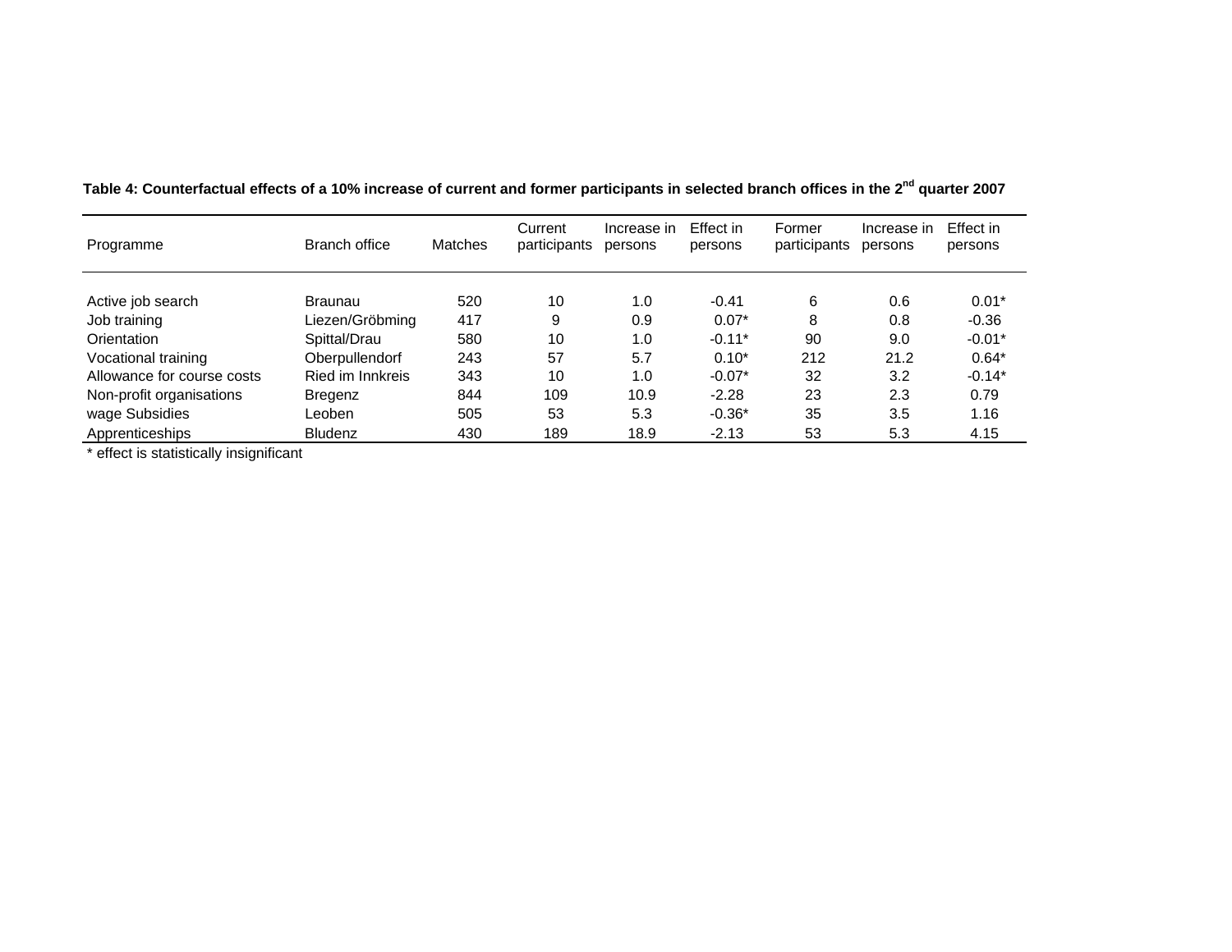**Table 4: Counterfactual effects of a 10% increase of current and former participants in selected branch offices in the 2nd quarter 2007**

| Programme | Branch office | Matches | Current participants | Increase in persons | Effect in persons | Former participants | Increase in persons | Effect in persons |
|---|---|---|---|---|---|---|---|---|
| Active job search | Braunau | 520 | 10 | 1.0 | -0.41 | 6 | 0.6 | 0.01* |
| Job training | Liezen/Gröbming | 417 | 9 | 0.9 | 0.07* | 8 | 0.8 | -0.36 |
| Orientation | Spittal/Drau | 580 | 10 | 1.0 | -0.11* | 90 | 9.0 | -0.01* |
| Vocational training | Oberpullendorf | 243 | 57 | 5.7 | 0.10* | 212 | 21.2 | 0.64* |
| Allowance for course costs | Ried im Innkreis | 343 | 10 | 1.0 | -0.07* | 32 | 3.2 | -0.14* |
| Non-profit organisations | Bregenz | 844 | 109 | 10.9 | -2.28 | 23 | 2.3 | 0.79 |
| wage Subsidies | Leoben | 505 | 53 | 5.3 | -0.36* | 35 | 3.5 | 1.16 |
| Apprenticeships | Bludenz | 430 | 189 | 18.9 | -2.13 | 53 | 5.3 | 4.15 |

* effect is statistically insignificant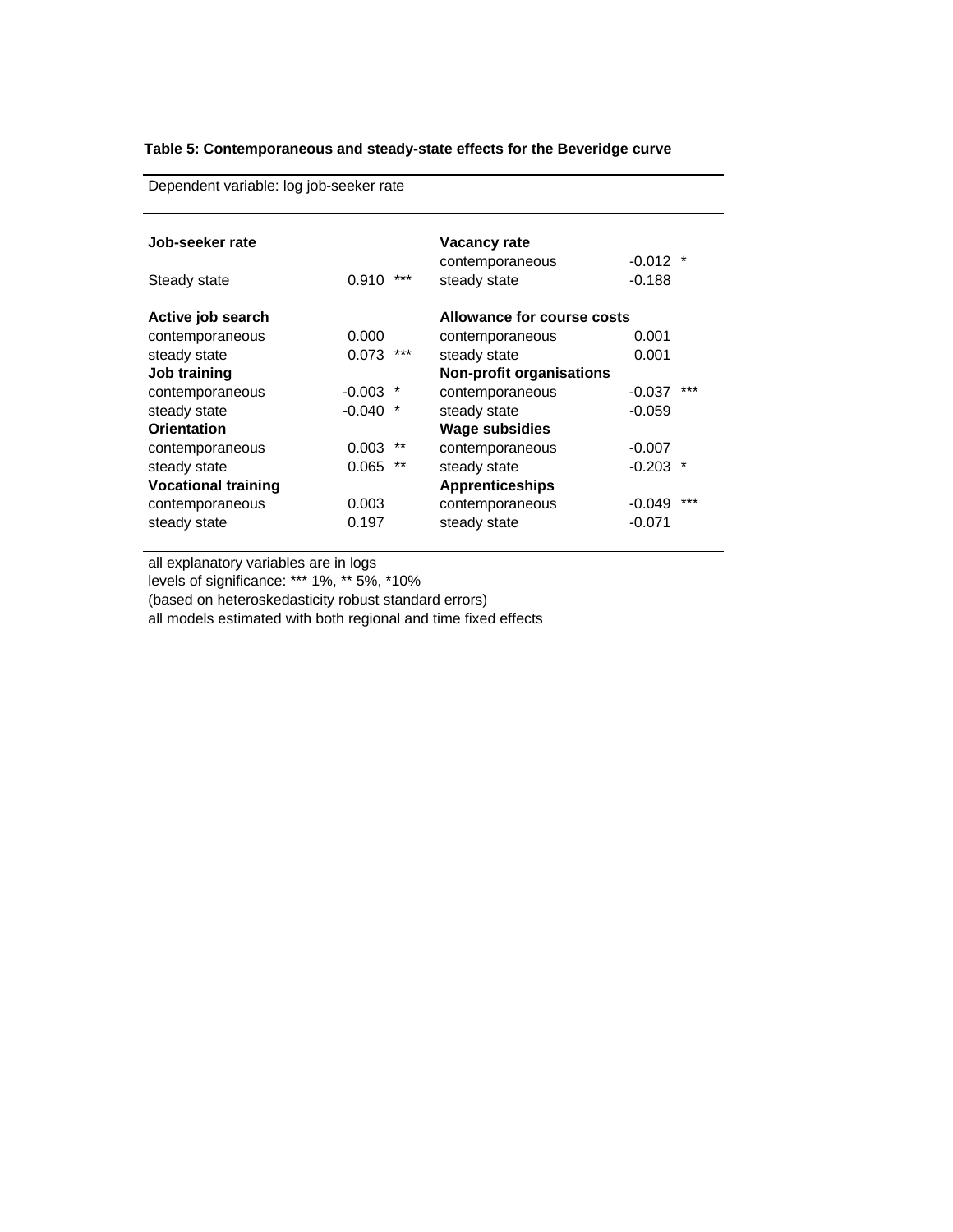**Table 5: Contemporaneous and steady-state effects for the Beveridge curve**

Dependent variable: log job-seeker rate

| | | | | | |
|---|---|---|---|---|---|
| **Job-seeker rate** | | | **Vacancy rate** | | |
| | | | contemporaneous | -0.012 | * |
| Steady state | 0.910 | *** | steady state | -0.188 | |
| **Active job search** | | | **Allowance for course costs** | | |
| contemporaneous | 0.000 | | contemporaneous | 0.001 | |
| steady state | 0.073 | *** | steady state | 0.001 | |
| **Job training** | | | **Non-profit organisations** | | |
| contemporaneous | -0.003 | * | contemporaneous | -0.037 | *** |
| steady state | -0.040 | * | steady state | -0.059 | |
| **Orientation** | | | **Wage subsidies** | | |
| contemporaneous | 0.003 | ** | contemporaneous | -0.007 | |
| steady state | 0.065 | ** | steady state | -0.203 | * |
| **Vocational training** | | | **Apprenticeships** | | |
| contemporaneous | 0.003 | | contemporaneous | -0.049 | *** |
| steady state | 0.197 | | steady state | -0.071 | |

all explanatory variables are in logs
levels of significance: *** 1%, ** 5%, *10%
(based on heteroskedasticity robust standard errors)
all models estimated with both regional and time fixed effects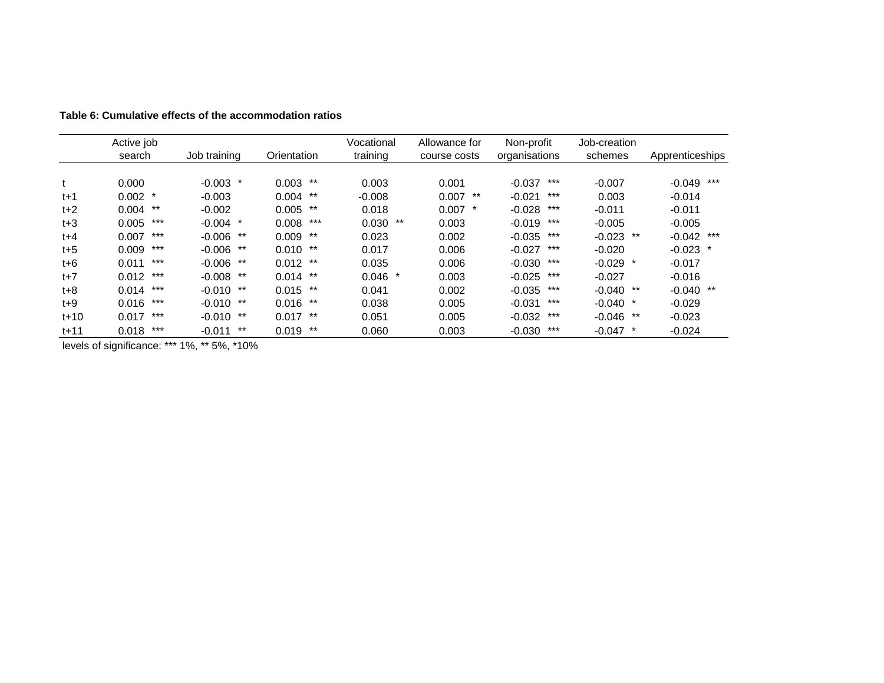**Table 6: Cumulative effects of the accommodation ratios**

| | Active job search | Job training | Orientation | Vocational training | Allowance for course costs | Non-profit organisations | Job-creation schemes | Apprenticeships |
|---|---|---|---|---|---|---|---|---|
| t | 0.000 | -0.003 * | 0.003 ** | 0.003 | 0.001 | -0.037 *** | -0.007 | -0.049 *** |
| t+1 | 0.002 * | -0.003 | 0.004 ** | -0.008 | 0.007 ** | -0.021 *** | 0.003 | -0.014 |
| t+2 | 0.004 ** | -0.002 | 0.005 ** | 0.018 | 0.007 * | -0.028 *** | -0.011 | -0.011 |
| t+3 | 0.005 *** | -0.004 * | 0.008 *** | 0.030 ** | 0.003 | -0.019 *** | -0.005 | -0.005 |
| t+4 | 0.007 *** | -0.006 ** | 0.009 ** | 0.023 | 0.002 | -0.035 *** | -0.023 ** | -0.042 *** |
| t+5 | 0.009 *** | -0.006 ** | 0.010 ** | 0.017 | 0.006 | -0.027 *** | -0.020 | -0.023 * |
| t+6 | 0.011 *** | -0.006 ** | 0.012 ** | 0.035 | 0.006 | -0.030 *** | -0.029 * | -0.017 |
| t+7 | 0.012 *** | -0.008 ** | 0.014 ** | 0.046 * | 0.003 | -0.025 *** | -0.027 | -0.016 |
| t+8 | 0.014 *** | -0.010 ** | 0.015 ** | 0.041 | 0.002 | -0.035 *** | -0.040 ** | -0.040 ** |
| t+9 | 0.016 *** | -0.010 ** | 0.016 ** | 0.038 | 0.005 | -0.031 *** | -0.040 * | -0.029 |
| t+10 | 0.017 *** | -0.010 ** | 0.017 ** | 0.051 | 0.005 | -0.032 *** | -0.046 ** | -0.023 |
| t+11 | 0.018 *** | -0.011 ** | 0.019 ** | 0.060 | 0.003 | -0.030 *** | -0.047 * | -0.024 |

levels of significance: *** 1%, ** 5%, *10%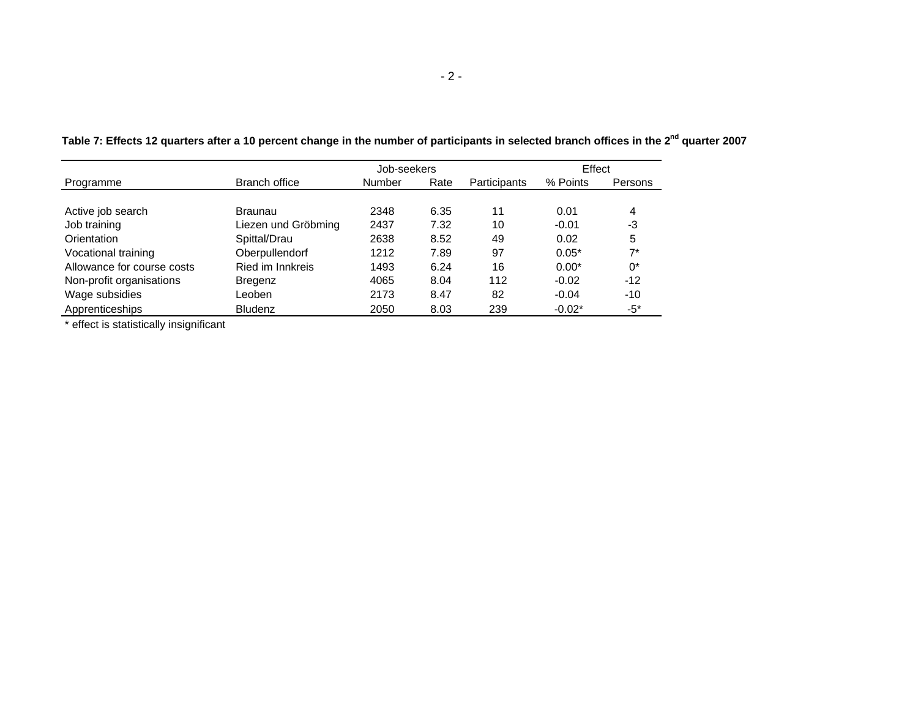**Table 7: Effects 12 quarters after a 10 percent change in the number of participants in selected branch offices in the 2nd quarter 2007**

| | | Job-seekers | | | Effect | |
|---|---|---|---|---|---|---|
| Programme | Branch office | Number | Rate | Participants | % Points | Persons |
| Active job search | Braunau | 2348 | 6.35 | 11 | 0.01 | 4 |
| Job training | Liezen und Gröbming | 2437 | 7.32 | 10 | -0.01 | -3 |
| Orientation | Spittal/Drau | 2638 | 8.52 | 49 | 0.02 | 5 |
| Vocational training | Oberpullendorf | 1212 | 7.89 | 97 | 0.05* | 7* |
| Allowance for course costs | Ried im Innkreis | 1493 | 6.24 | 16 | 0.00* | 0* |
| Non-profit organisations | Bregenz | 4065 | 8.04 | 112 | -0.02 | -12 |
| Wage subsidies | Leoben | 2173 | 8.47 | 82 | -0.04 | -10 |
| Apprenticeships | Bludenz | 2050 | 8.03 | 239 | -0.02* | -5* |

* effect is statistically insignificant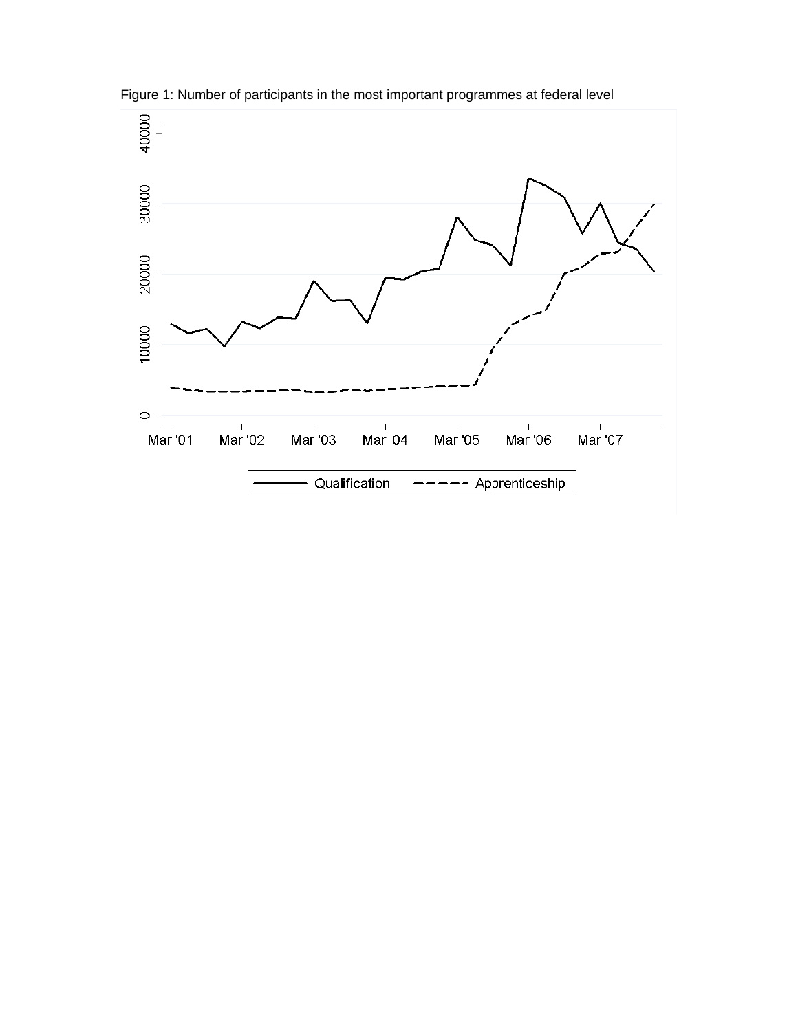Figure 1: Number of participants in the most important programmes at federal level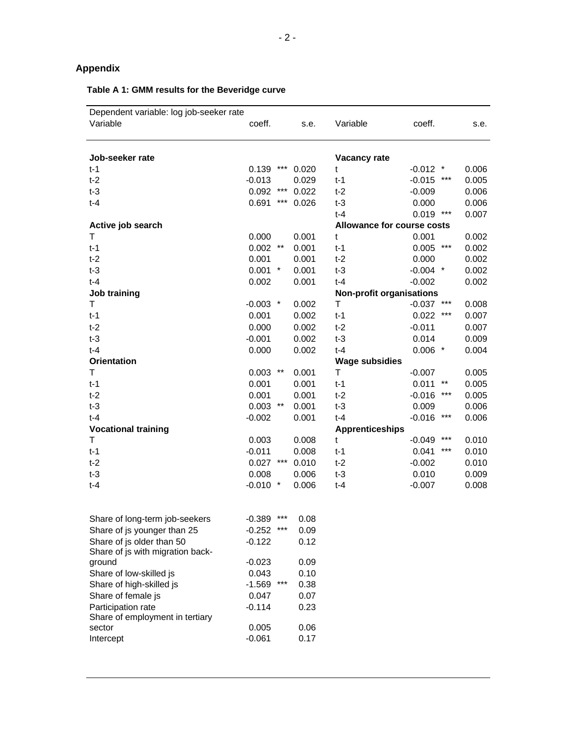## Appendix

**Table A 1: GMM results for the Beveridge curve**

| Dependent variable: log job-seeker rate | | | | | | | |
|---|---|---|---|---|---|---|---|
| Variable | coeff. | | s.e. | Variable | coeff. | | s.e. |
| **Job-seeker rate** | | | | **Vacancy rate** | | | |
| t-1 | 0.139 | *** | 0.020 | t | -0.012 | * | 0.006 |
| t-2 | -0.013 | | 0.029 | t-1 | -0.015 | *** | 0.005 |
| t-3 | 0.092 | *** | 0.022 | t-2 | -0.009 | | 0.006 |
| t-4 | 0.691 | *** | 0.026 | t-3 | 0.000 | | 0.006 |
| | | | | t-4 | 0.019 | *** | 0.007 |
| **Active job search** | | | | **Allowance for course costs** | | | |
| T | 0.000 | | 0.001 | t | 0.001 | | 0.002 |
| t-1 | 0.002 | ** | 0.001 | t-1 | 0.005 | *** | 0.002 |
| t-2 | 0.001 | | 0.001 | t-2 | 0.000 | | 0.002 |
| t-3 | 0.001 | * | 0.001 | t-3 | -0.004 | * | 0.002 |
| t-4 | 0.002 | | 0.001 | t-4 | -0.002 | | 0.002 |
| **Job training** | | | | **Non-profit organisations** | | | |
| T | -0.003 | * | 0.002 | T | -0.037 | *** | 0.008 |
| t-1 | 0.001 | | 0.002 | t-1 | 0.022 | *** | 0.007 |
| t-2 | 0.000 | | 0.002 | t-2 | -0.011 | | 0.007 |
| t-3 | -0.001 | | 0.002 | t-3 | 0.014 | | 0.009 |
| t-4 | 0.000 | | 0.002 | t-4 | 0.006 | * | 0.004 |
| **Orientation** | | | | **Wage subsidies** | | | |
| T | 0.003 | ** | 0.001 | T | -0.007 | | 0.005 |
| t-1 | 0.001 | | 0.001 | t-1 | 0.011 | ** | 0.005 |
| t-2 | 0.001 | | 0.001 | t-2 | -0.016 | *** | 0.005 |
| t-3 | 0.003 | ** | 0.001 | t-3 | 0.009 | | 0.006 |
| t-4 | -0.002 | | 0.001 | t-4 | -0.016 | *** | 0.006 |
| **Vocational training** | | | | **Apprenticeships** | | | |
| T | 0.003 | | 0.008 | t | -0.049 | *** | 0.010 |
| t-1 | -0.011 | | 0.008 | t-1 | 0.041 | *** | 0.010 |
| t-2 | 0.027 | *** | 0.010 | t-2 | -0.002 | | 0.010 |
| t-3 | 0.008 | | 0.006 | t-3 | 0.010 | | 0.009 |
| t-4 | -0.010 | * | 0.006 | t-4 | -0.007 | | 0.008 |
| | | | | | | | |
| Share of long-term job-seekers | -0.389 | *** | 0.08 | | | | |
| Share of js younger than 25 | -0.252 | *** | 0.09 | | | | |
| Share of js older than 50 | -0.122 | | 0.12 | | | | |
| Share of js with migration background | -0.023 | | 0.09 | | | | |
| Share of low-skilled js | 0.043 | | 0.10 | | | | |
| Share of high-skilled js | -1.569 | *** | 0.38 | | | | |
| Share of female js | 0.047 | | 0.07 | | | | |
| Participation rate | -0.114 | | 0.23 | | | | |
| Share of employment in tertiary sector | 0.005 | | 0.06 | | | | |
| Intercept | -0.061 | | 0.17 | | | | |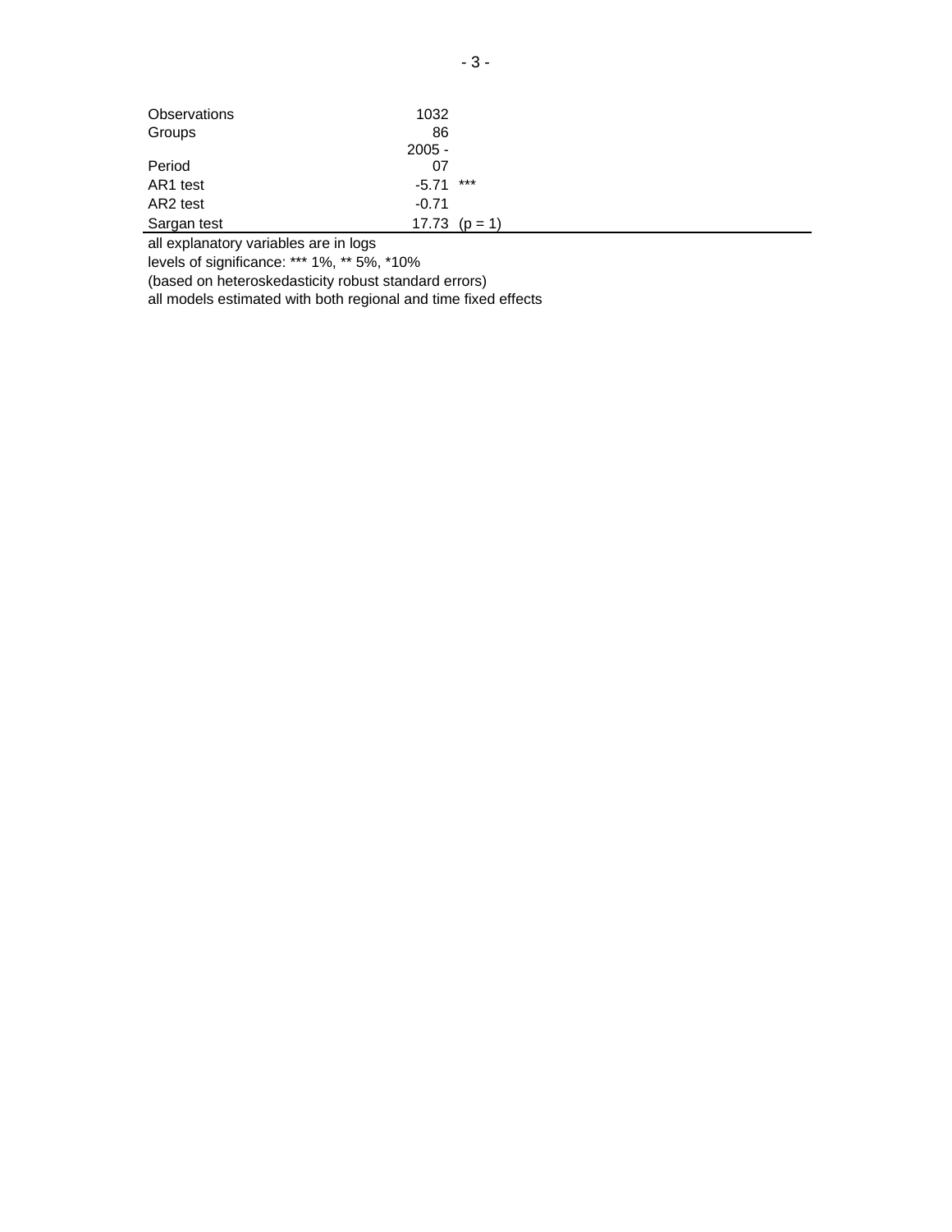| | | |
|---|---|---|
| Observations | 1032 | |
| Groups | 86 | |
| Period | 2005 - 07 | |
| AR1 test | -5.71 | *** |
| AR2 test | -0.71 | |
| Sargan test | 17.73 | (p = 1) |

all explanatory variables are in logs

levels of significance: *** 1%, ** 5%, *10%

(based on heteroskedasticity robust standard errors)

all models estimated with both regional and time fixed effects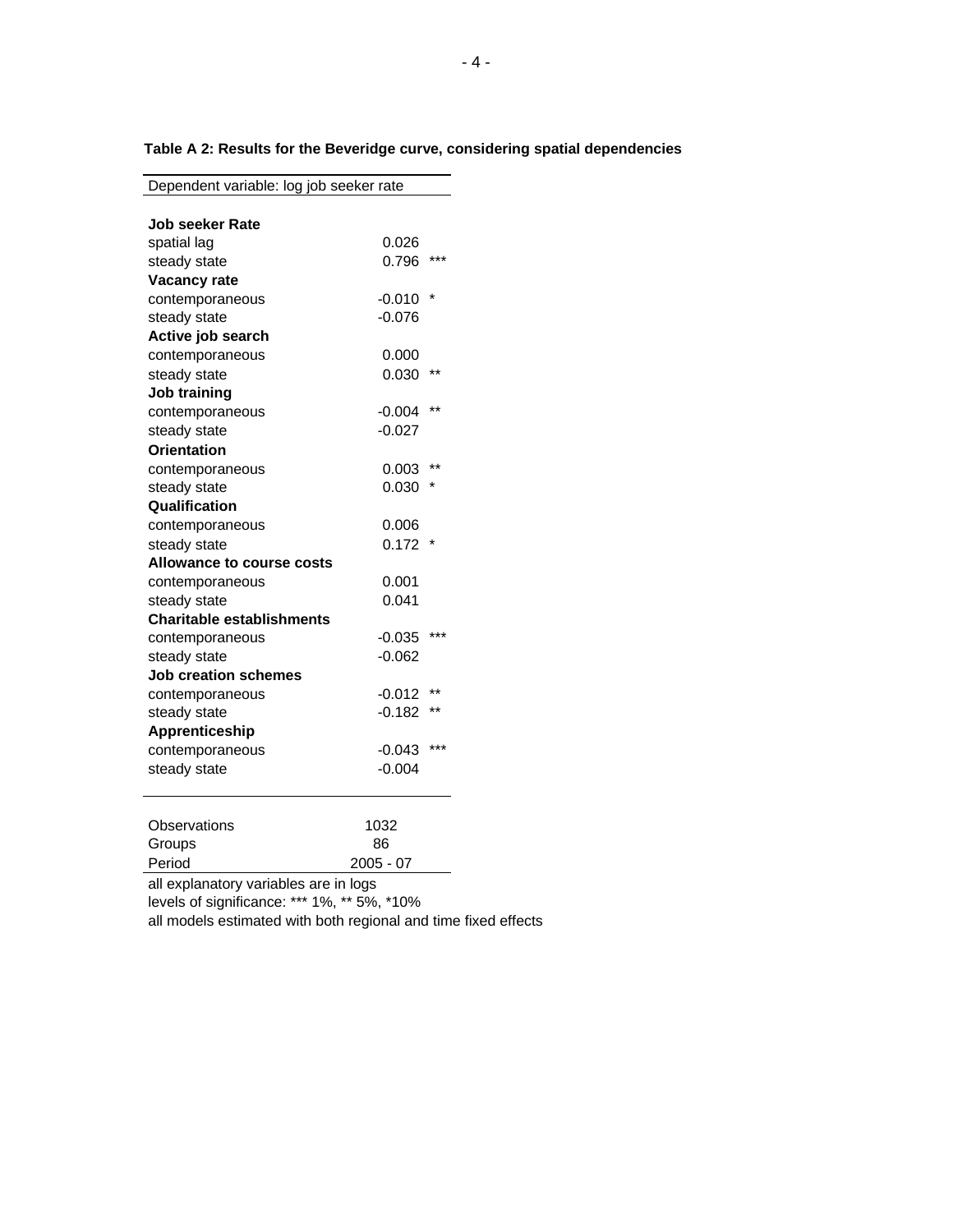**Table A 2: Results for the Beveridge curve, considering spatial dependencies**

| Dependent variable: log job seeker rate | | |
|---|---|---|
| **Job seeker Rate** | | |
| spatial lag | 0.026 | |
| steady state | 0.796 | *** |
| **Vacancy rate** | | |
| contemporaneous | -0.010 | * |
| steady state | -0.076 | |
| **Active job search** | | |
| contemporaneous | 0.000 | |
| steady state | 0.030 | ** |
| **Job training** | | |
| contemporaneous | -0.004 | ** |
| steady state | -0.027 | |
| **Orientation** | | |
| contemporaneous | 0.003 | ** |
| steady state | 0.030 | * |
| **Qualification** | | |
| contemporaneous | 0.006 | |
| steady state | 0.172 | * |
| **Allowance to course costs** | | |
| contemporaneous | 0.001 | |
| steady state | 0.041 | |
| **Charitable establishments** | | |
| contemporaneous | -0.035 | *** |
| steady state | -0.062 | |
| **Job creation schemes** | | |
| contemporaneous | -0.012 | ** |
| steady state | -0.182 | ** |
| **Apprenticeship** | | |
| contemporaneous | -0.043 | *** |
| steady state | -0.004 | |
| Observations | 1032 | |
| Groups | 86 | |
| Period | 2005 - 07 | |

all explanatory variables are in logs
levels of significance: *** 1%, ** 5%, *10%
all models estimated with both regional and time fixed effects